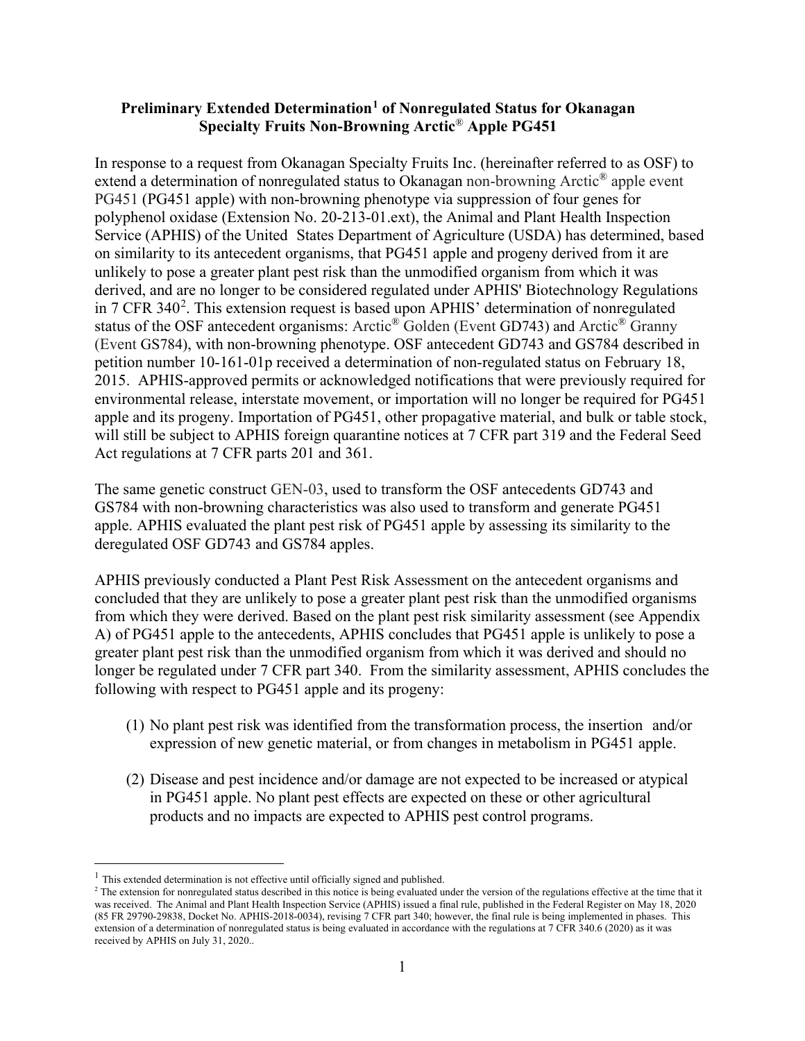**Preliminary Extended Determination[1] of Nonregulated Status for Okanagan Specialty Fruits Non-Browning Arctic® Apple PG451**

In response to a request from Okanagan Specialty Fruits Inc. (hereinafter referred to as OSF) to extend a determination of nonregulated status to Okanagan non-browning Arctic® apple event PG451 (PG451 apple) with non-browning phenotype via suppression of four genes for polyphenol oxidase (Extension No. 20-213-01.ext), the Animal and Plant Health Inspection Service (APHIS) of the United States Department of Agriculture (USDA) has determined, based on similarity to its antecedent organisms, that PG451 apple and progeny derived from it are unlikely to pose a greater plant pest risk than the unmodified organism from which it was derived, and are no longer to be considered regulated under APHIS' Biotechnology Regulations in 7 CFR 340[2]. This extension request is based upon APHIS' determination of nonregulated status of the OSF antecedent organisms: Arctic® Golden (Event GD743) and Arctic® Granny (Event GS784), with non-browning phenotype. OSF antecedent GD743 and GS784 described in petition number 10-161-01p received a determination of non-regulated status on February 18, 2015. APHIS-approved permits or acknowledged notifications that were previously required for environmental release, interstate movement, or importation will no longer be required for PG451 apple and its progeny. Importation of PG451, other propagative material, and bulk or table stock, will still be subject to APHIS foreign quarantine notices at 7 CFR part 319 and the Federal Seed Act regulations at 7 CFR parts 201 and 361.

The same genetic construct GEN-03, used to transform the OSF antecedents GD743 and GS784 with non-browning characteristics was also used to transform and generate PG451 apple. APHIS evaluated the plant pest risk of PG451 apple by assessing its similarity to the deregulated OSF GD743 and GS784 apples.

APHIS previously conducted a Plant Pest Risk Assessment on the antecedent organisms and concluded that they are unlikely to pose a greater plant pest risk than the unmodified organisms from which they were derived. Based on the plant pest risk similarity assessment (see Appendix A) of PG451 apple to the antecedents, APHIS concludes that PG451 apple is unlikely to pose a greater plant pest risk than the unmodified organism from which it was derived and should no longer be regulated under 7 CFR part 340. From the similarity assessment, APHIS concludes the following with respect to PG451 apple and its progeny:

(1) No plant pest risk was identified from the transformation process, the insertion and/or expression of new genetic material, or from changes in metabolism in PG451 apple.

(2) Disease and pest incidence and/or damage are not expected to be increased or atypical in PG451 apple. No plant pest effects are expected on these or other agricultural products and no impacts are expected to APHIS pest control programs.

---

[1] This extended determination is not effective until officially signed and published.

[2] The extension for nonregulated status described in this notice is being evaluated under the version of the regulations effective at the time that it was received. The Animal and Plant Health Inspection Service (APHIS) issued a final rule, published in the Federal Register on May 18, 2020 (85 FR 29790-29838, Docket No. APHIS-2018-0034), revising 7 CFR part 340; however, the final rule is being implemented in phases. This extension of a determination of nonregulated status is being evaluated in accordance with the regulations at 7 CFR 340.6 (2020) as it was received by APHIS on July 31, 2020..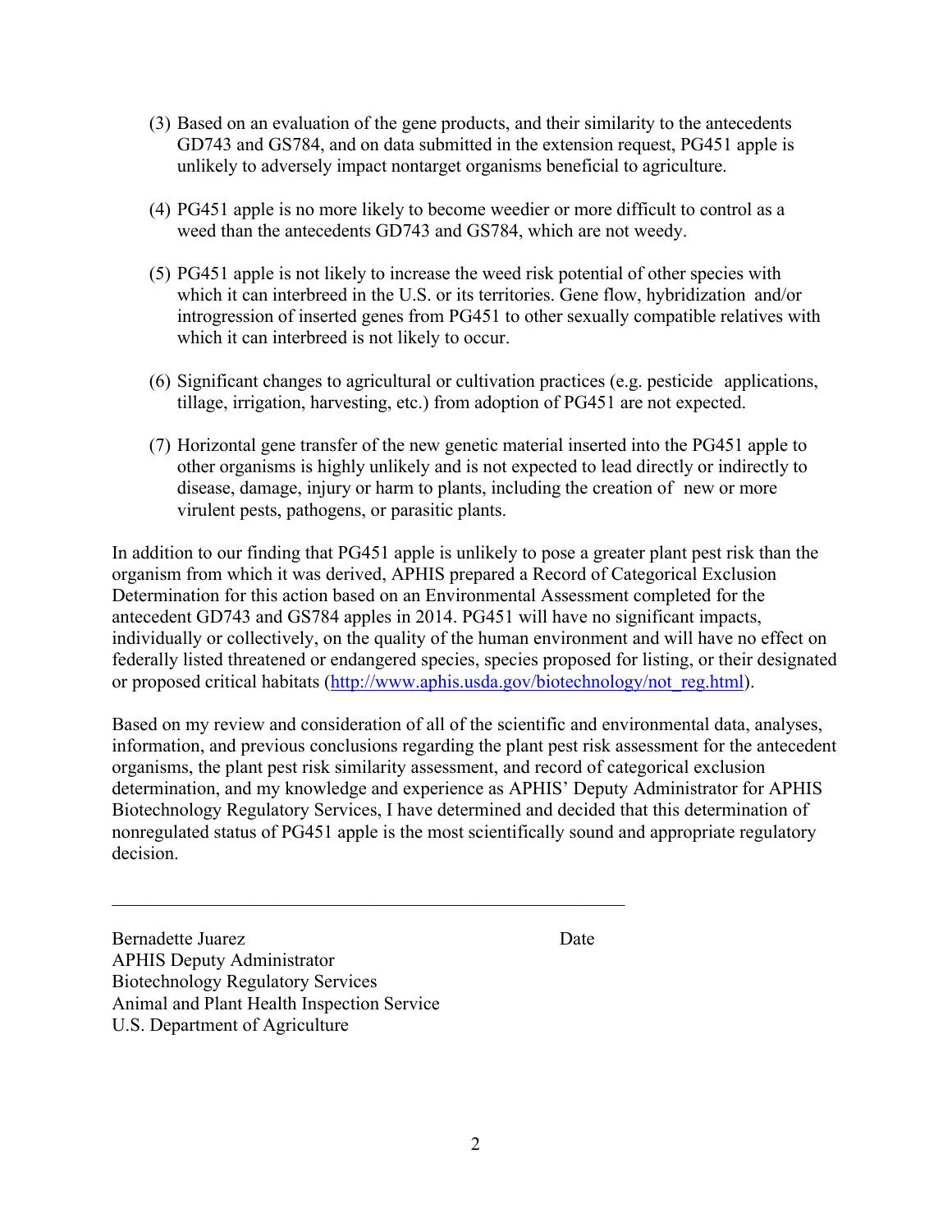(3) Based on an evaluation of the gene products, and their similarity to the antecedents GD743 and GS784, and on data submitted in the extension request, PG451 apple is unlikely to adversely impact nontarget organisms beneficial to agriculture.

(4) PG451 apple is no more likely to become weedier or more difficult to control as a weed than the antecedents GD743 and GS784, which are not weedy.

(5) PG451 apple is not likely to increase the weed risk potential of other species with which it can interbreed in the U.S. or its territories. Gene flow, hybridization and/or introgression of inserted genes from PG451 to other sexually compatible relatives with which it can interbreed is not likely to occur.

(6) Significant changes to agricultural or cultivation practices (e.g. pesticide applications, tillage, irrigation, harvesting, etc.) from adoption of PG451 are not expected.

(7) Horizontal gene transfer of the new genetic material inserted into the PG451 apple to other organisms is highly unlikely and is not expected to lead directly or indirectly to disease, damage, injury or harm to plants, including the creation of new or more virulent pests, pathogens, or parasitic plants.

In addition to our finding that PG451 apple is unlikely to pose a greater plant pest risk than the organism from which it was derived, APHIS prepared a Record of Categorical Exclusion Determination for this action based on an Environmental Assessment completed for the antecedent GD743 and GS784 apples in 2014. PG451 will have no significant impacts, individually or collectively, on the quality of the human environment and will have no effect on federally listed threatened or endangered species, species proposed for listing, or their designated or proposed critical habitats (http://www.aphis.usda.gov/biotechnology/not_reg.html).

Based on my review and consideration of all of the scientific and environmental data, analyses, information, and previous conclusions regarding the plant pest risk assessment for the antecedent organisms, the plant pest risk similarity assessment, and record of categorical exclusion determination, and my knowledge and experience as APHIS' Deputy Administrator for APHIS Biotechnology Regulatory Services, I have determined and decided that this determination of nonregulated status of PG451 apple is the most scientifically sound and appropriate regulatory decision.

\_\_\_\_\_\_\_\_\_\_\_\_\_\_\_\_\_\_\_\_\_\_\_\_\_\_\_\_\_\_\_\_\_\_\_\_\_\_\_\_\_\_\_\_\_\_\_\_\_\_\_\_\_\_

Bernadette Juarez                                        Date
APHIS Deputy Administrator
Biotechnology Regulatory Services
Animal and Plant Health Inspection Service
U.S. Department of Agriculture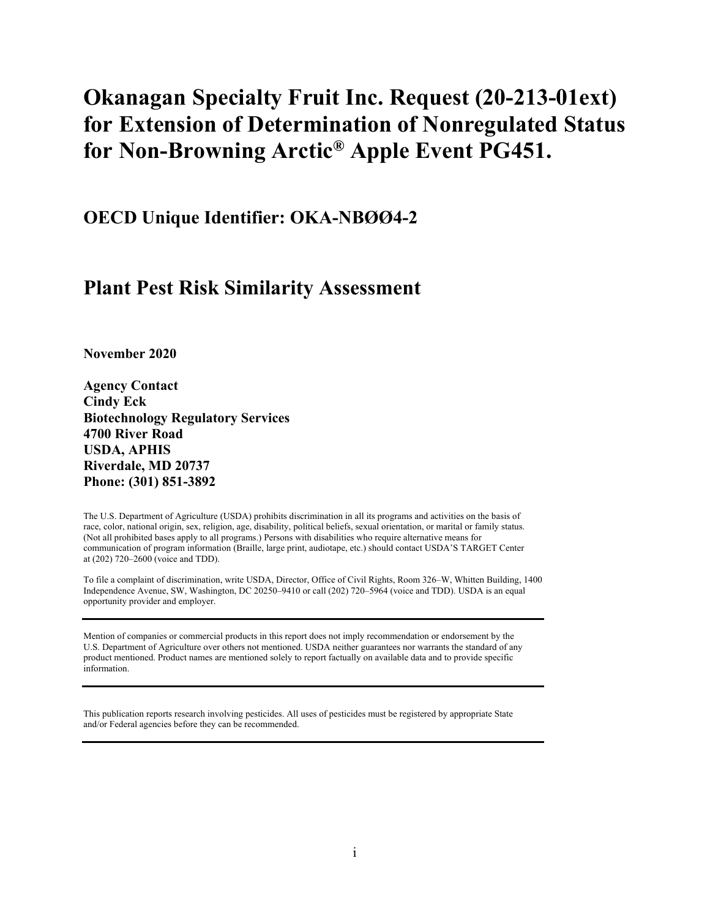# Okanagan Specialty Fruit Inc. Request (20-213-01ext) for Extension of Determination of Nonregulated Status for Non-Browning Arctic® Apple Event PG451.

## OECD Unique Identifier: OKA-NBØØ4-2

## Plant Pest Risk Similarity Assessment

**November 2020**

**Agency Contact**
**Cindy Eck**
**Biotechnology Regulatory Services**
**4700 River Road**
**USDA, APHIS**
**Riverdale, MD 20737**
**Phone: (301) 851-3892**

The U.S. Department of Agriculture (USDA) prohibits discrimination in all its programs and activities on the basis of race, color, national origin, sex, religion, age, disability, political beliefs, sexual orientation, or marital or family status. (Not all prohibited bases apply to all programs.) Persons with disabilities who require alternative means for communication of program information (Braille, large print, audiotape, etc.) should contact USDA'S TARGET Center at (202) 720–2600 (voice and TDD).

To file a complaint of discrimination, write USDA, Director, Office of Civil Rights, Room 326–W, Whitten Building, 1400 Independence Avenue, SW, Washington, DC 20250–9410 or call (202) 720–5964 (voice and TDD). USDA is an equal opportunity provider and employer.

---

Mention of companies or commercial products in this report does not imply recommendation or endorsement by the U.S. Department of Agriculture over others not mentioned. USDA neither guarantees nor warrants the standard of any product mentioned. Product names are mentioned solely to report factually on available data and to provide specific information.

---

This publication reports research involving pesticides. All uses of pesticides must be registered by appropriate State and/or Federal agencies before they can be recommended.

---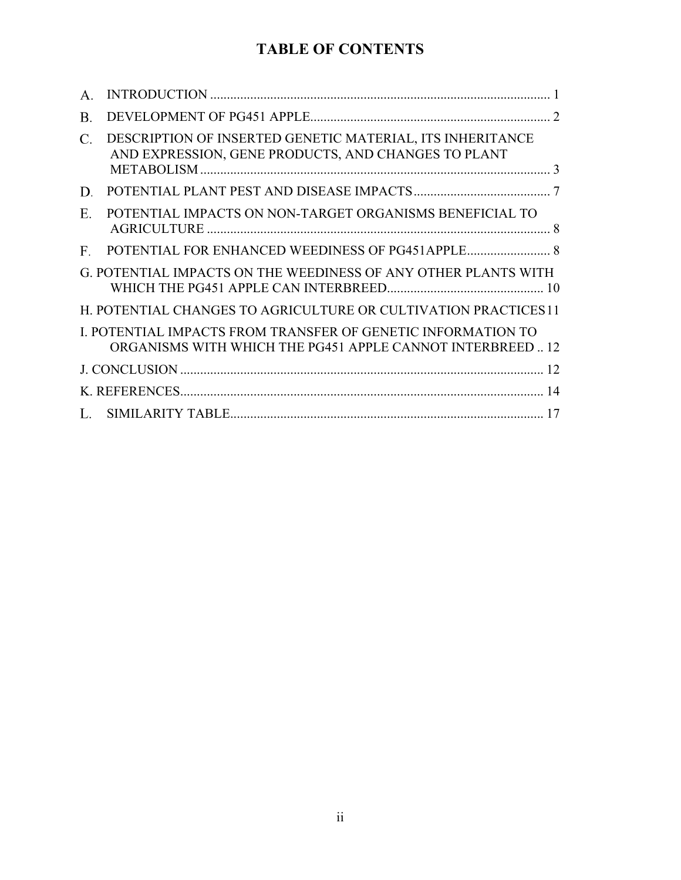# TABLE OF CONTENTS

A. INTRODUCTION ..... 1

B. DEVELOPMENT OF PG451 APPLE..... 2

C. DESCRIPTION OF INSERTED GENETIC MATERIAL, ITS INHERITANCE AND EXPRESSION, GENE PRODUCTS, AND CHANGES TO PLANT METABOLISM ..... 3

D. POTENTIAL PLANT PEST AND DISEASE IMPACTS ..... 7

E. POTENTIAL IMPACTS ON NON-TARGET ORGANISMS BENEFICIAL TO AGRICULTURE ..... 8

F. POTENTIAL FOR ENHANCED WEEDINESS OF PG451APPLE..... 8

G. POTENTIAL IMPACTS ON THE WEEDINESS OF ANY OTHER PLANTS WITH WHICH THE PG451 APPLE CAN INTERBREED..... 10

H. POTENTIAL CHANGES TO AGRICULTURE OR CULTIVATION PRACTICES 11

I. POTENTIAL IMPACTS FROM TRANSFER OF GENETIC INFORMATION TO ORGANISMS WITH WHICH THE PG451 APPLE CANNOT INTERBREED .. 12

J. CONCLUSION ..... 12

K. REFERENCES..... 14

L. SIMILARITY TABLE..... 17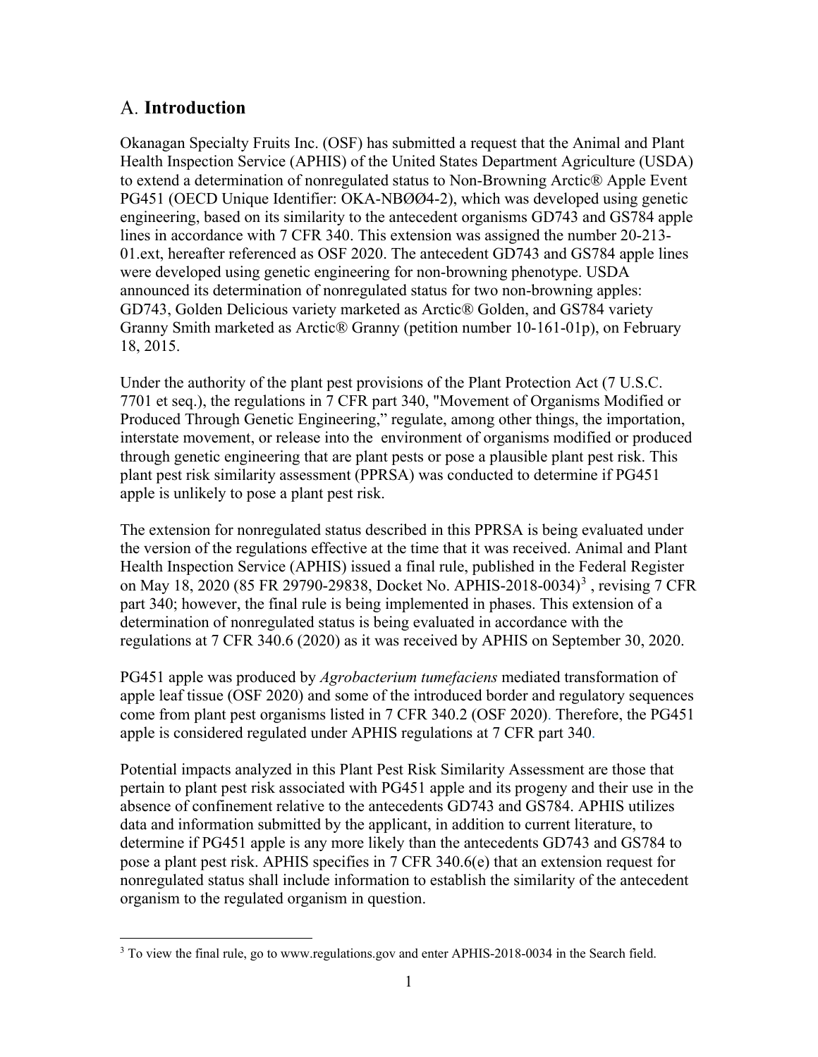## A. Introduction

Okanagan Specialty Fruits Inc. (OSF) has submitted a request that the Animal and Plant Health Inspection Service (APHIS) of the United States Department Agriculture (USDA) to extend a determination of nonregulated status to Non-Browning Arctic® Apple Event PG451 (OECD Unique Identifier: OKA-NBØØ4-2), which was developed using genetic engineering, based on its similarity to the antecedent organisms GD743 and GS784 apple lines in accordance with 7 CFR 340. This extension was assigned the number 20-213-01.ext, hereafter referenced as OSF 2020. The antecedent GD743 and GS784 apple lines were developed using genetic engineering for non-browning phenotype. USDA announced its determination of nonregulated status for two non-browning apples: GD743, Golden Delicious variety marketed as Arctic® Golden, and GS784 variety Granny Smith marketed as Arctic® Granny (petition number 10-161-01p), on February 18, 2015.

Under the authority of the plant pest provisions of the Plant Protection Act (7 U.S.C. 7701 et seq.), the regulations in 7 CFR part 340, "Movement of Organisms Modified or Produced Through Genetic Engineering," regulate, among other things, the importation, interstate movement, or release into the environment of organisms modified or produced through genetic engineering that are plant pests or pose a plausible plant pest risk. This plant pest risk similarity assessment (PPRSA) was conducted to determine if PG451 apple is unlikely to pose a plant pest risk.

The extension for nonregulated status described in this PPRSA is being evaluated under the version of the regulations effective at the time that it was received. Animal and Plant Health Inspection Service (APHIS) issued a final rule, published in the Federal Register on May 18, 2020 (85 FR 29790-29838, Docket No. APHIS-2018-0034)[3] , revising 7 CFR part 340; however, the final rule is being implemented in phases. This extension of a determination of nonregulated status is being evaluated in accordance with the regulations at 7 CFR 340.6 (2020) as it was received by APHIS on September 30, 2020.

PG451 apple was produced by *Agrobacterium tumefaciens* mediated transformation of apple leaf tissue (OSF 2020) and some of the introduced border and regulatory sequences come from plant pest organisms listed in 7 CFR 340.2 (OSF 2020). Therefore, the PG451 apple is considered regulated under APHIS regulations at 7 CFR part 340.

Potential impacts analyzed in this Plant Pest Risk Similarity Assessment are those that pertain to plant pest risk associated with PG451 apple and its progeny and their use in the absence of confinement relative to the antecedents GD743 and GS784. APHIS utilizes data and information submitted by the applicant, in addition to current literature, to determine if PG451 apple is any more likely than the antecedents GD743 and GS784 to pose a plant pest risk. APHIS specifies in 7 CFR 340.6(e) that an extension request for nonregulated status shall include information to establish the similarity of the antecedent organism to the regulated organism in question.

[3] To view the final rule, go to www.regulations.gov and enter APHIS-2018-0034 in the Search field.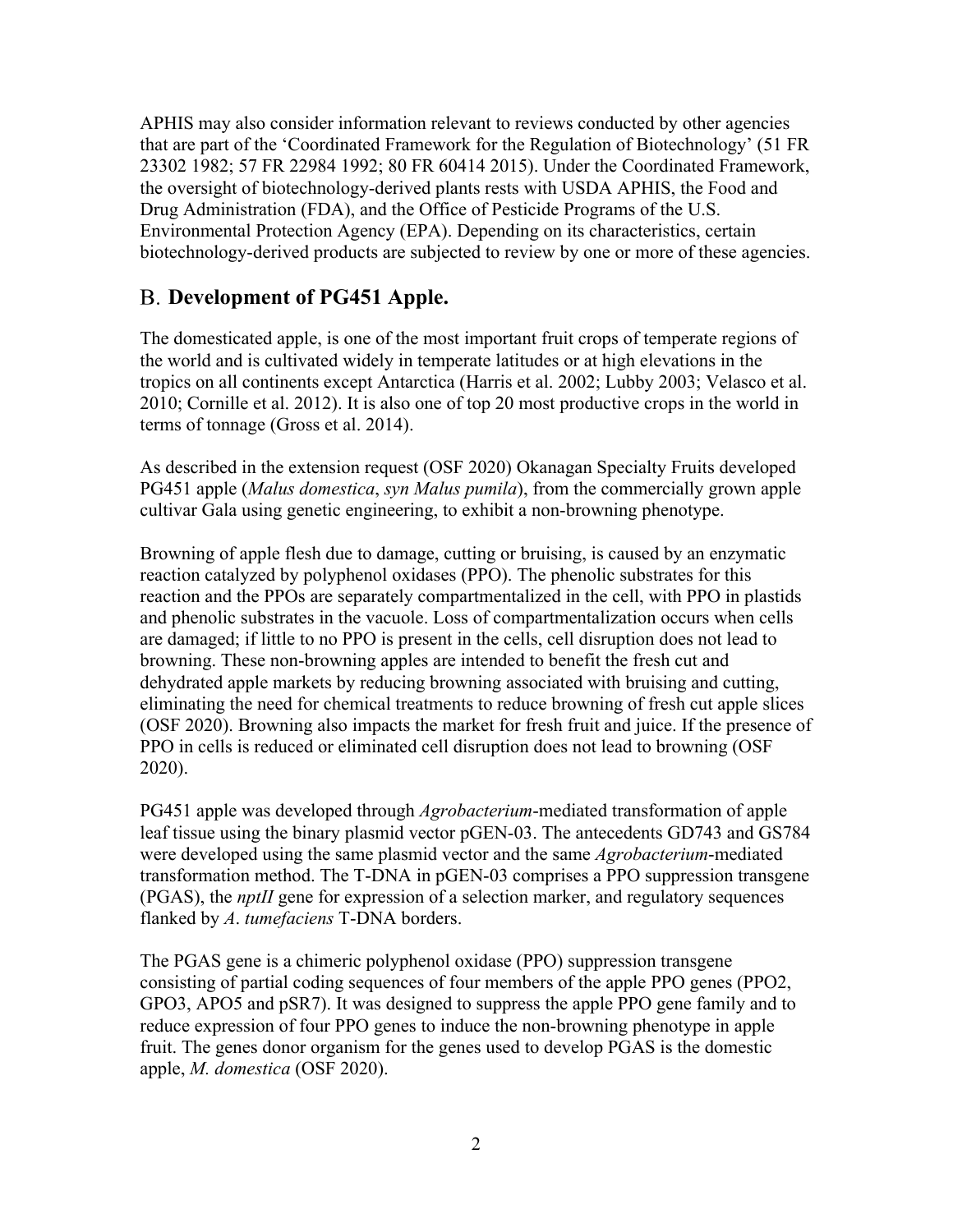APHIS may also consider information relevant to reviews conducted by other agencies that are part of the 'Coordinated Framework for the Regulation of Biotechnology' (51 FR 23302 1982; 57 FR 22984 1992; 80 FR 60414 2015). Under the Coordinated Framework, the oversight of biotechnology-derived plants rests with USDA APHIS, the Food and Drug Administration (FDA), and the Office of Pesticide Programs of the U.S. Environmental Protection Agency (EPA). Depending on its characteristics, certain biotechnology-derived products are subjected to review by one or more of these agencies.

## B. Development of PG451 Apple.

The domesticated apple, is one of the most important fruit crops of temperate regions of the world and is cultivated widely in temperate latitudes or at high elevations in the tropics on all continents except Antarctica (Harris et al. 2002; Lubby 2003; Velasco et al. 2010; Cornille et al. 2012). It is also one of top 20 most productive crops in the world in terms of tonnage (Gross et al. 2014).

As described in the extension request (OSF 2020) Okanagan Specialty Fruits developed PG451 apple (*Malus domestica*, *syn Malus pumila*), from the commercially grown apple cultivar Gala using genetic engineering, to exhibit a non-browning phenotype.

Browning of apple flesh due to damage, cutting or bruising, is caused by an enzymatic reaction catalyzed by polyphenol oxidases (PPO). The phenolic substrates for this reaction and the PPOs are separately compartmentalized in the cell, with PPO in plastids and phenolic substrates in the vacuole. Loss of compartmentalization occurs when cells are damaged; if little to no PPO is present in the cells, cell disruption does not lead to browning. These non-browning apples are intended to benefit the fresh cut and dehydrated apple markets by reducing browning associated with bruising and cutting, eliminating the need for chemical treatments to reduce browning of fresh cut apple slices (OSF 2020). Browning also impacts the market for fresh fruit and juice. If the presence of PPO in cells is reduced or eliminated cell disruption does not lead to browning (OSF 2020).

PG451 apple was developed through *Agrobacterium*-mediated transformation of apple leaf tissue using the binary plasmid vector pGEN-03. The antecedents GD743 and GS784 were developed using the same plasmid vector and the same *Agrobacterium*-mediated transformation method. The T-DNA in pGEN-03 comprises a PPO suppression transgene (PGAS), the *nptII* gene for expression of a selection marker, and regulatory sequences flanked by *A. tumefaciens* T-DNA borders.

The PGAS gene is a chimeric polyphenol oxidase (PPO) suppression transgene consisting of partial coding sequences of four members of the apple PPO genes (PPO2, GPO3, APO5 and pSR7). It was designed to suppress the apple PPO gene family and to reduce expression of four PPO genes to induce the non-browning phenotype in apple fruit. The genes donor organism for the genes used to develop PGAS is the domestic apple, *M. domestica* (OSF 2020).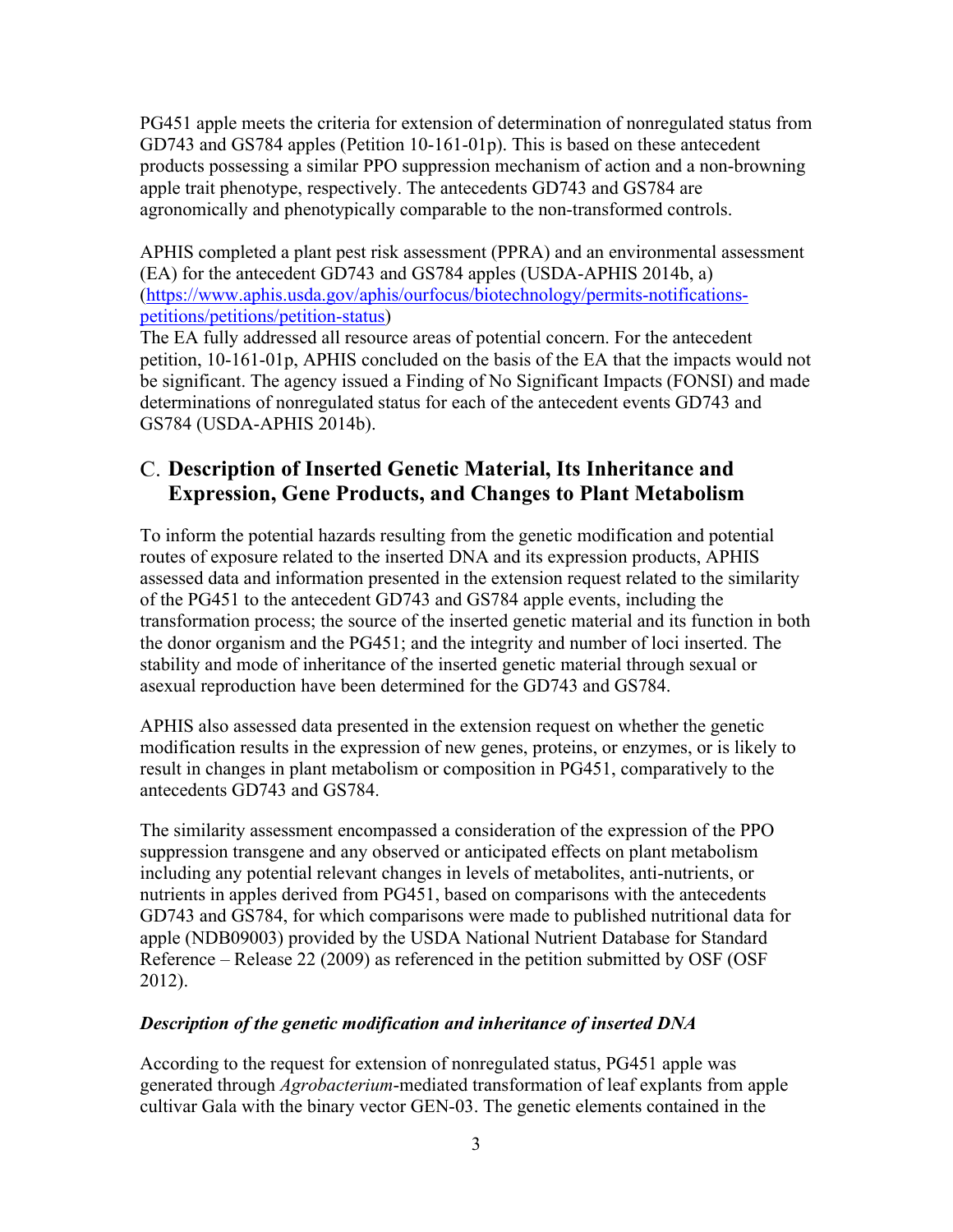PG451 apple meets the criteria for extension of determination of nonregulated status from GD743 and GS784 apples (Petition 10-161-01p). This is based on these antecedent products possessing a similar PPO suppression mechanism of action and a non-browning apple trait phenotype, respectively. The antecedents GD743 and GS784 are agronomically and phenotypically comparable to the non-transformed controls.

APHIS completed a plant pest risk assessment (PPRA) and an environmental assessment (EA) for the antecedent GD743 and GS784 apples (USDA-APHIS 2014b, a) (https://www.aphis.usda.gov/aphis/ourfocus/biotechnology/permits-notifications-petitions/petitions/petition-status)
The EA fully addressed all resource areas of potential concern. For the antecedent petition, 10-161-01p, APHIS concluded on the basis of the EA that the impacts would not be significant. The agency issued a Finding of No Significant Impacts (FONSI) and made determinations of nonregulated status for each of the antecedent events GD743 and GS784 (USDA-APHIS 2014b).

## C. Description of Inserted Genetic Material, Its Inheritance and Expression, Gene Products, and Changes to Plant Metabolism

To inform the potential hazards resulting from the genetic modification and potential routes of exposure related to the inserted DNA and its expression products, APHIS assessed data and information presented in the extension request related to the similarity of the PG451 to the antecedent GD743 and GS784 apple events, including the transformation process; the source of the inserted genetic material and its function in both the donor organism and the PG451; and the integrity and number of loci inserted. The stability and mode of inheritance of the inserted genetic material through sexual or asexual reproduction have been determined for the GD743 and GS784.

APHIS also assessed data presented in the extension request on whether the genetic modification results in the expression of new genes, proteins, or enzymes, or is likely to result in changes in plant metabolism or composition in PG451, comparatively to the antecedents GD743 and GS784.

The similarity assessment encompassed a consideration of the expression of the PPO suppression transgene and any observed or anticipated effects on plant metabolism including any potential relevant changes in levels of metabolites, anti-nutrients, or nutrients in apples derived from PG451, based on comparisons with the antecedents GD743 and GS784, for which comparisons were made to published nutritional data for apple (NDB09003) provided by the USDA National Nutrient Database for Standard Reference – Release 22 (2009) as referenced in the petition submitted by OSF (OSF 2012).

***Description of the genetic modification and inheritance of inserted DNA***

According to the request for extension of nonregulated status, PG451 apple was generated through *Agrobacterium*-mediated transformation of leaf explants from apple cultivar Gala with the binary vector GEN-03. The genetic elements contained in the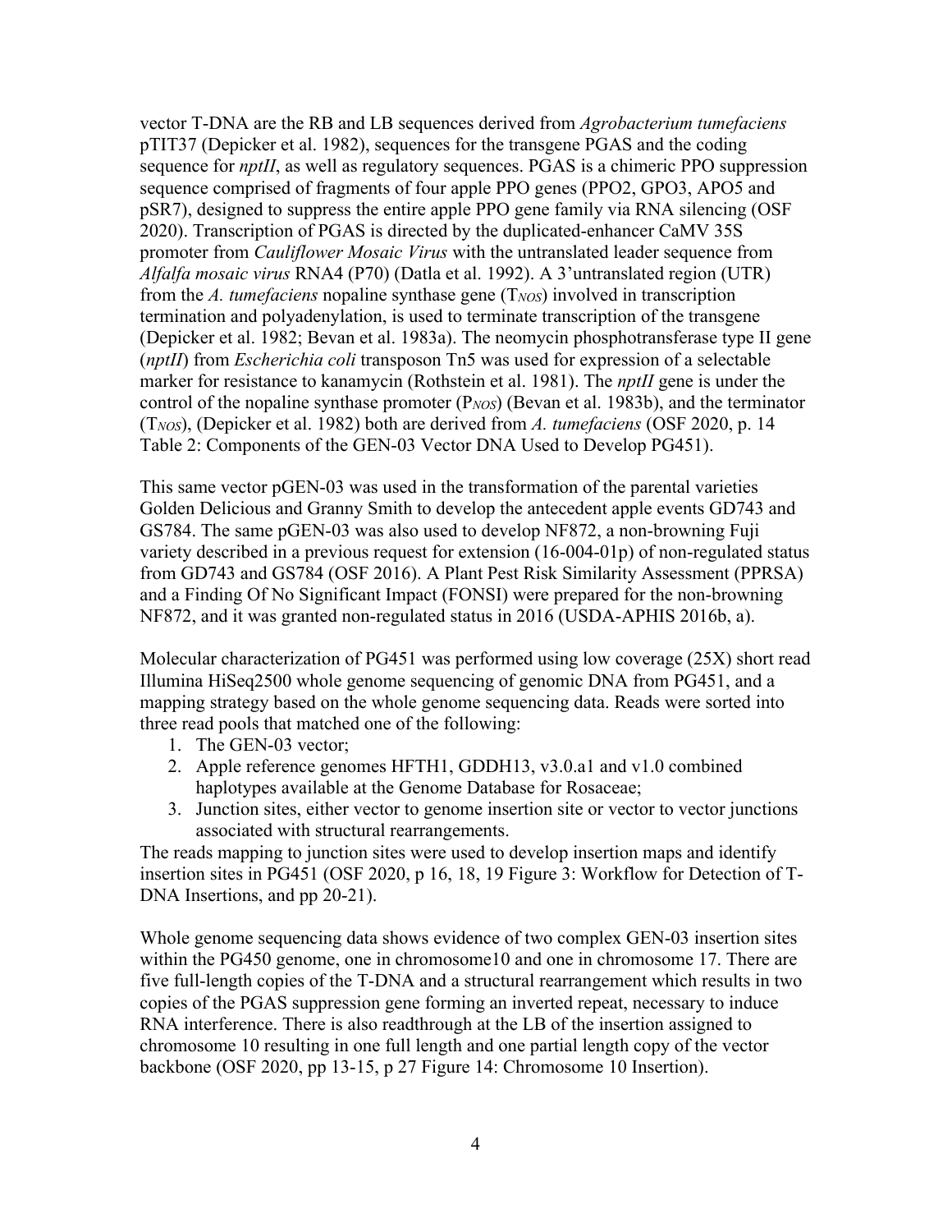vector T-DNA are the RB and LB sequences derived from *Agrobacterium tumefaciens* pTIT37 (Depicker et al. 1982), sequences for the transgene PGAS and the coding sequence for *nptII*, as well as regulatory sequences. PGAS is a chimeric PPO suppression sequence comprised of fragments of four apple PPO genes (PPO2, GPO3, APO5 and pSR7), designed to suppress the entire apple PPO gene family via RNA silencing (OSF 2020). Transcription of PGAS is directed by the duplicated-enhancer CaMV 35S promoter from *Cauliflower Mosaic Virus* with the untranslated leader sequence from *Alfalfa mosaic virus* RNA4 (P70) (Datla et al. 1992). A 3'untranslated region (UTR) from the *A. tumefaciens* nopaline synthase gene ($T_{NOS}$) involved in transcription termination and polyadenylation, is used to terminate transcription of the transgene (Depicker et al. 1982; Bevan et al. 1983a). The neomycin phosphotransferase type II gene (*nptII*) from *Escherichia coli* transposon Tn5 was used for expression of a selectable marker for resistance to kanamycin (Rothstein et al. 1981). The *nptII* gene is under the control of the nopaline synthase promoter ($P_{NOS}$) (Bevan et al. 1983b), and the terminator ($T_{NOS}$), (Depicker et al. 1982) both are derived from *A. tumefaciens* (OSF 2020, p. 14 Table 2: Components of the GEN-03 Vector DNA Used to Develop PG451).

This same vector pGEN-03 was used in the transformation of the parental varieties Golden Delicious and Granny Smith to develop the antecedent apple events GD743 and GS784. The same pGEN-03 was also used to develop NF872, a non-browning Fuji variety described in a previous request for extension (16-004-01p) of non-regulated status from GD743 and GS784 (OSF 2016). A Plant Pest Risk Similarity Assessment (PPRSA) and a Finding Of No Significant Impact (FONSI) were prepared for the non-browning NF872, and it was granted non-regulated status in 2016 (USDA-APHIS 2016b, a).

Molecular characterization of PG451 was performed using low coverage (25X) short read Illumina HiSeq2500 whole genome sequencing of genomic DNA from PG451, and a mapping strategy based on the whole genome sequencing data. Reads were sorted into three read pools that matched one of the following:

1. The GEN-03 vector;
2. Apple reference genomes HFTH1, GDDH13, v3.0.a1 and v1.0 combined haplotypes available at the Genome Database for Rosaceae;
3. Junction sites, either vector to genome insertion site or vector to vector junctions associated with structural rearrangements.

The reads mapping to junction sites were used to develop insertion maps and identify insertion sites in PG451 (OSF 2020, p 16, 18, 19 Figure 3: Workflow for Detection of T-DNA Insertions, and pp 20-21).

Whole genome sequencing data shows evidence of two complex GEN-03 insertion sites within the PG450 genome, one in chromosome10 and one in chromosome 17. There are five full-length copies of the T-DNA and a structural rearrangement which results in two copies of the PGAS suppression gene forming an inverted repeat, necessary to induce RNA interference. There is also readthrough at the LB of the insertion assigned to chromosome 10 resulting in one full length and one partial length copy of the vector backbone (OSF 2020, pp 13-15, p 27 Figure 14: Chromosome 10 Insertion).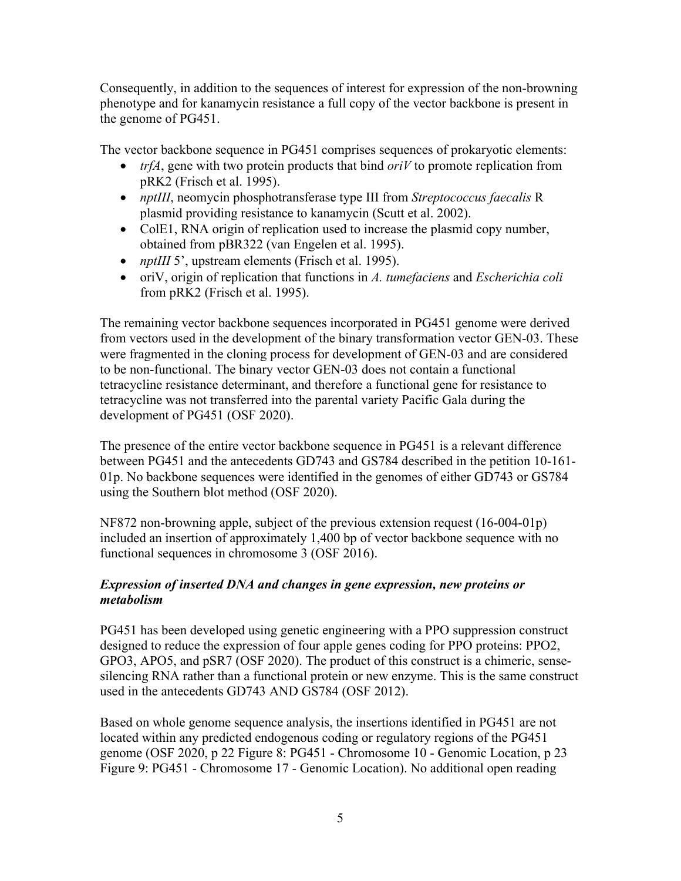Consequently, in addition to the sequences of interest for expression of the non-browning phenotype and for kanamycin resistance a full copy of the vector backbone is present in the genome of PG451.

The vector backbone sequence in PG451 comprises sequences of prokaryotic elements:

- *trfA*, gene with two protein products that bind *oriV* to promote replication from pRK2 (Frisch et al. 1995).
- *nptIII*, neomycin phosphotransferase type III from *Streptococcus faecalis* R plasmid providing resistance to kanamycin (Scutt et al. 2002).
- ColE1, RNA origin of replication used to increase the plasmid copy number, obtained from pBR322 (van Engelen et al. 1995).
- *nptIII* 5', upstream elements (Frisch et al. 1995).
- oriV, origin of replication that functions in *A. tumefaciens* and *Escherichia coli* from pRK2 (Frisch et al. 1995).

The remaining vector backbone sequences incorporated in PG451 genome were derived from vectors used in the development of the binary transformation vector GEN-03. These were fragmented in the cloning process for development of GEN-03 and are considered to be non-functional. The binary vector GEN-03 does not contain a functional tetracycline resistance determinant, and therefore a functional gene for resistance to tetracycline was not transferred into the parental variety Pacific Gala during the development of PG451 (OSF 2020).

The presence of the entire vector backbone sequence in PG451 is a relevant difference between PG451 and the antecedents GD743 and GS784 described in the petition 10-161-01p. No backbone sequences were identified in the genomes of either GD743 or GS784 using the Southern blot method (OSF 2020).

NF872 non-browning apple, subject of the previous extension request (16-004-01p) included an insertion of approximately 1,400 bp of vector backbone sequence with no functional sequences in chromosome 3 (OSF 2016).

### *Expression of inserted DNA and changes in gene expression, new proteins or metabolism*

PG451 has been developed using genetic engineering with a PPO suppression construct designed to reduce the expression of four apple genes coding for PPO proteins: PPO2, GPO3, APO5, and pSR7 (OSF 2020). The product of this construct is a chimeric, sense-silencing RNA rather than a functional protein or new enzyme. This is the same construct used in the antecedents GD743 AND GS784 (OSF 2012).

Based on whole genome sequence analysis, the insertions identified in PG451 are not located within any predicted endogenous coding or regulatory regions of the PG451 genome (OSF 2020, p 22 Figure 8: PG451 - Chromosome 10 - Genomic Location, p 23 Figure 9: PG451 - Chromosome 17 - Genomic Location). No additional open reading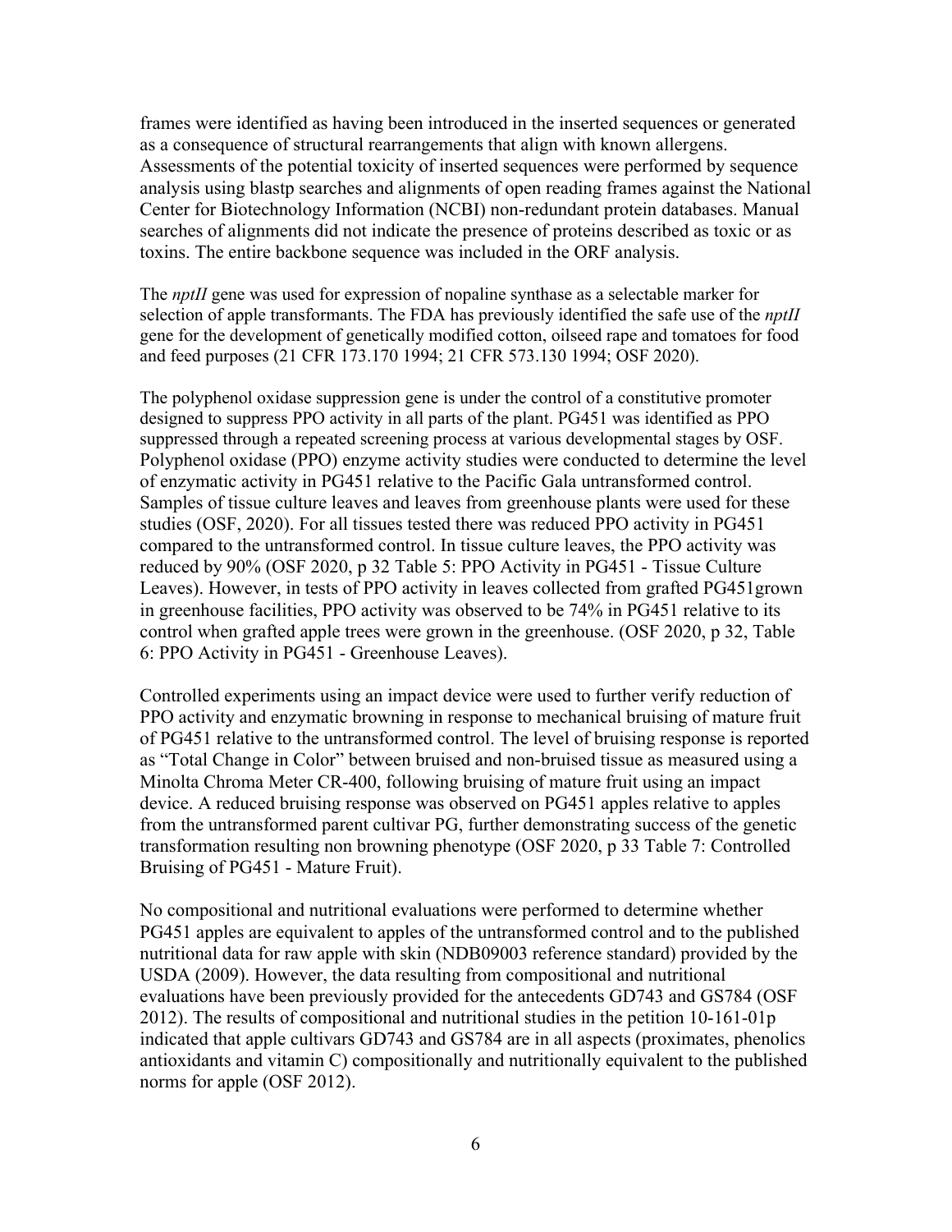frames were identified as having been introduced in the inserted sequences or generated as a consequence of structural rearrangements that align with known allergens. Assessments of the potential toxicity of inserted sequences were performed by sequence analysis using blastp searches and alignments of open reading frames against the National Center for Biotechnology Information (NCBI) non-redundant protein databases. Manual searches of alignments did not indicate the presence of proteins described as toxic or as toxins. The entire backbone sequence was included in the ORF analysis.

The *nptII* gene was used for expression of nopaline synthase as a selectable marker for selection of apple transformants. The FDA has previously identified the safe use of the *nptII* gene for the development of genetically modified cotton, oilseed rape and tomatoes for food and feed purposes (21 CFR 173.170 1994; 21 CFR 573.130 1994; OSF 2020).

The polyphenol oxidase suppression gene is under the control of a constitutive promoter designed to suppress PPO activity in all parts of the plant. PG451 was identified as PPO suppressed through a repeated screening process at various developmental stages by OSF. Polyphenol oxidase (PPO) enzyme activity studies were conducted to determine the level of enzymatic activity in PG451 relative to the Pacific Gala untransformed control. Samples of tissue culture leaves and leaves from greenhouse plants were used for these studies (OSF, 2020). For all tissues tested there was reduced PPO activity in PG451 compared to the untransformed control. In tissue culture leaves, the PPO activity was reduced by 90% (OSF 2020, p 32 Table 5: PPO Activity in PG451 - Tissue Culture Leaves). However, in tests of PPO activity in leaves collected from grafted PG451grown in greenhouse facilities, PPO activity was observed to be 74% in PG451 relative to its control when grafted apple trees were grown in the greenhouse. (OSF 2020, p 32, Table 6: PPO Activity in PG451 - Greenhouse Leaves).

Controlled experiments using an impact device were used to further verify reduction of PPO activity and enzymatic browning in response to mechanical bruising of mature fruit of PG451 relative to the untransformed control. The level of bruising response is reported as "Total Change in Color" between bruised and non-bruised tissue as measured using a Minolta Chroma Meter CR-400, following bruising of mature fruit using an impact device. A reduced bruising response was observed on PG451 apples relative to apples from the untransformed parent cultivar PG, further demonstrating success of the genetic transformation resulting non browning phenotype (OSF 2020, p 33 Table 7: Controlled Bruising of PG451 - Mature Fruit).

No compositional and nutritional evaluations were performed to determine whether PG451 apples are equivalent to apples of the untransformed control and to the published nutritional data for raw apple with skin (NDB09003 reference standard) provided by the USDA (2009). However, the data resulting from compositional and nutritional evaluations have been previously provided for the antecedents GD743 and GS784 (OSF 2012). The results of compositional and nutritional studies in the petition 10-161-01p indicated that apple cultivars GD743 and GS784 are in all aspects (proximates, phenolics antioxidants and vitamin C) compositionally and nutritionally equivalent to the published norms for apple (OSF 2012).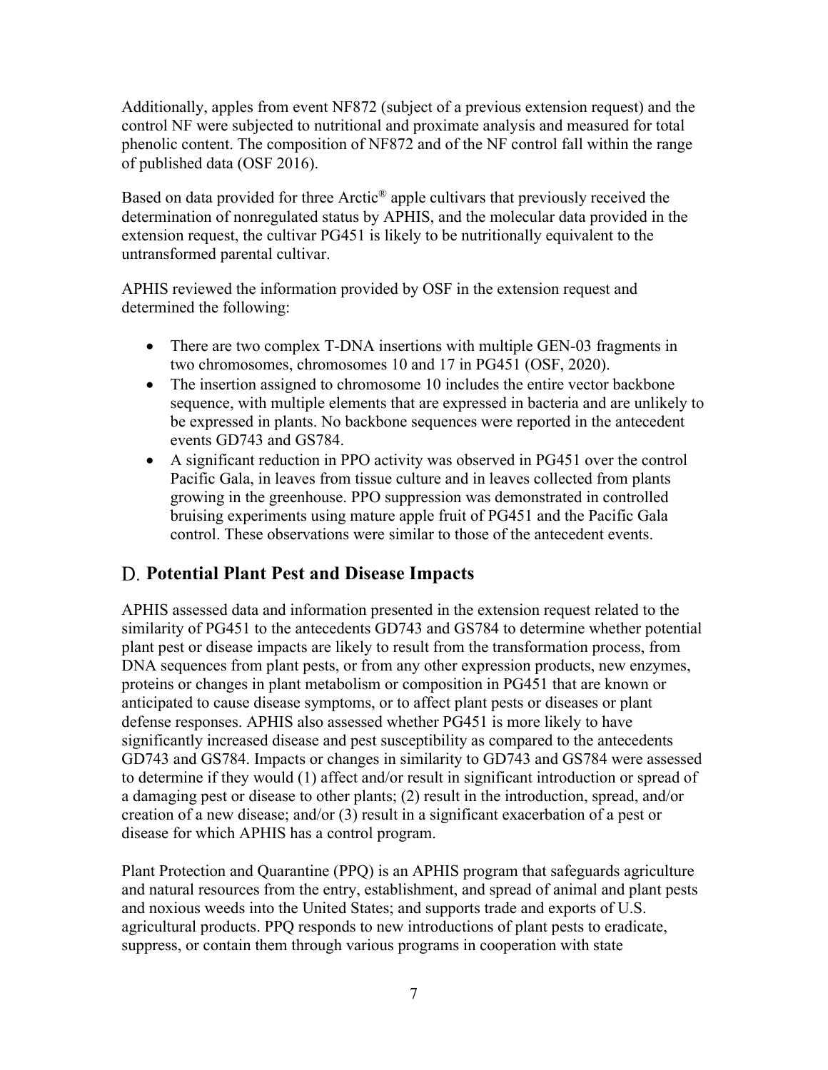Additionally, apples from event NF872 (subject of a previous extension request) and the control NF were subjected to nutritional and proximate analysis and measured for total phenolic content. The composition of NF872 and of the NF control fall within the range of published data (OSF 2016).

Based on data provided for three Arctic® apple cultivars that previously received the determination of nonregulated status by APHIS, and the molecular data provided in the extension request, the cultivar PG451 is likely to be nutritionally equivalent to the untransformed parental cultivar.

APHIS reviewed the information provided by OSF in the extension request and determined the following:

- There are two complex T-DNA insertions with multiple GEN-03 fragments in two chromosomes, chromosomes 10 and 17 in PG451 (OSF, 2020).
- The insertion assigned to chromosome 10 includes the entire vector backbone sequence, with multiple elements that are expressed in bacteria and are unlikely to be expressed in plants. No backbone sequences were reported in the antecedent events GD743 and GS784.
- A significant reduction in PPO activity was observed in PG451 over the control Pacific Gala, in leaves from tissue culture and in leaves collected from plants growing in the greenhouse. PPO suppression was demonstrated in controlled bruising experiments using mature apple fruit of PG451 and the Pacific Gala control. These observations were similar to those of the antecedent events.

## D. Potential Plant Pest and Disease Impacts

APHIS assessed data and information presented in the extension request related to the similarity of PG451 to the antecedents GD743 and GS784 to determine whether potential plant pest or disease impacts are likely to result from the transformation process, from DNA sequences from plant pests, or from any other expression products, new enzymes, proteins or changes in plant metabolism or composition in PG451 that are known or anticipated to cause disease symptoms, or to affect plant pests or diseases or plant defense responses. APHIS also assessed whether PG451 is more likely to have significantly increased disease and pest susceptibility as compared to the antecedents GD743 and GS784. Impacts or changes in similarity to GD743 and GS784 were assessed to determine if they would (1) affect and/or result in significant introduction or spread of a damaging pest or disease to other plants; (2) result in the introduction, spread, and/or creation of a new disease; and/or (3) result in a significant exacerbation of a pest or disease for which APHIS has a control program.

Plant Protection and Quarantine (PPQ) is an APHIS program that safeguards agriculture and natural resources from the entry, establishment, and spread of animal and plant pests and noxious weeds into the United States; and supports trade and exports of U.S. agricultural products. PPQ responds to new introductions of plant pests to eradicate, suppress, or contain them through various programs in cooperation with state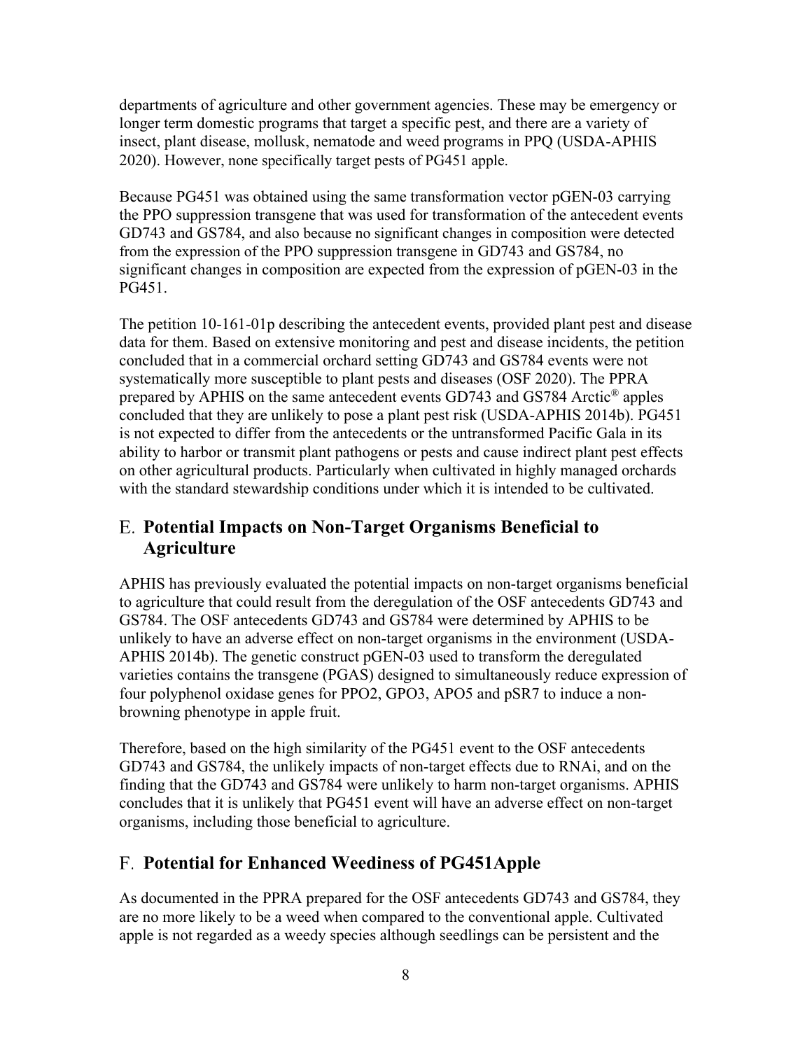departments of agriculture and other government agencies. These may be emergency or longer term domestic programs that target a specific pest, and there are a variety of insect, plant disease, mollusk, nematode and weed programs in PPQ (USDA-APHIS 2020). However, none specifically target pests of PG451 apple.

Because PG451 was obtained using the same transformation vector pGEN-03 carrying the PPO suppression transgene that was used for transformation of the antecedent events GD743 and GS784, and also because no significant changes in composition were detected from the expression of the PPO suppression transgene in GD743 and GS784, no significant changes in composition are expected from the expression of pGEN-03 in the PG451.

The petition 10-161-01p describing the antecedent events, provided plant pest and disease data for them. Based on extensive monitoring and pest and disease incidents, the petition concluded that in a commercial orchard setting GD743 and GS784 events were not systematically more susceptible to plant pests and diseases (OSF 2020). The PPRA prepared by APHIS on the same antecedent events GD743 and GS784 Arctic® apples concluded that they are unlikely to pose a plant pest risk (USDA-APHIS 2014b). PG451 is not expected to differ from the antecedents or the untransformed Pacific Gala in its ability to harbor or transmit plant pathogens or pests and cause indirect plant pest effects on other agricultural products. Particularly when cultivated in highly managed orchards with the standard stewardship conditions under which it is intended to be cultivated.

## E. Potential Impacts on Non-Target Organisms Beneficial to Agriculture

APHIS has previously evaluated the potential impacts on non-target organisms beneficial to agriculture that could result from the deregulation of the OSF antecedents GD743 and GS784. The OSF antecedents GD743 and GS784 were determined by APHIS to be unlikely to have an adverse effect on non-target organisms in the environment (USDA-APHIS 2014b). The genetic construct pGEN-03 used to transform the deregulated varieties contains the transgene (PGAS) designed to simultaneously reduce expression of four polyphenol oxidase genes for PPO2, GPO3, APO5 and pSR7 to induce a non-browning phenotype in apple fruit.

Therefore, based on the high similarity of the PG451 event to the OSF antecedents GD743 and GS784, the unlikely impacts of non-target effects due to RNAi, and on the finding that the GD743 and GS784 were unlikely to harm non-target organisms. APHIS concludes that it is unlikely that PG451 event will have an adverse effect on non-target organisms, including those beneficial to agriculture.

## F. Potential for Enhanced Weediness of PG451Apple

As documented in the PPRA prepared for the OSF antecedents GD743 and GS784, they are no more likely to be a weed when compared to the conventional apple. Cultivated apple is not regarded as a weedy species although seedlings can be persistent and the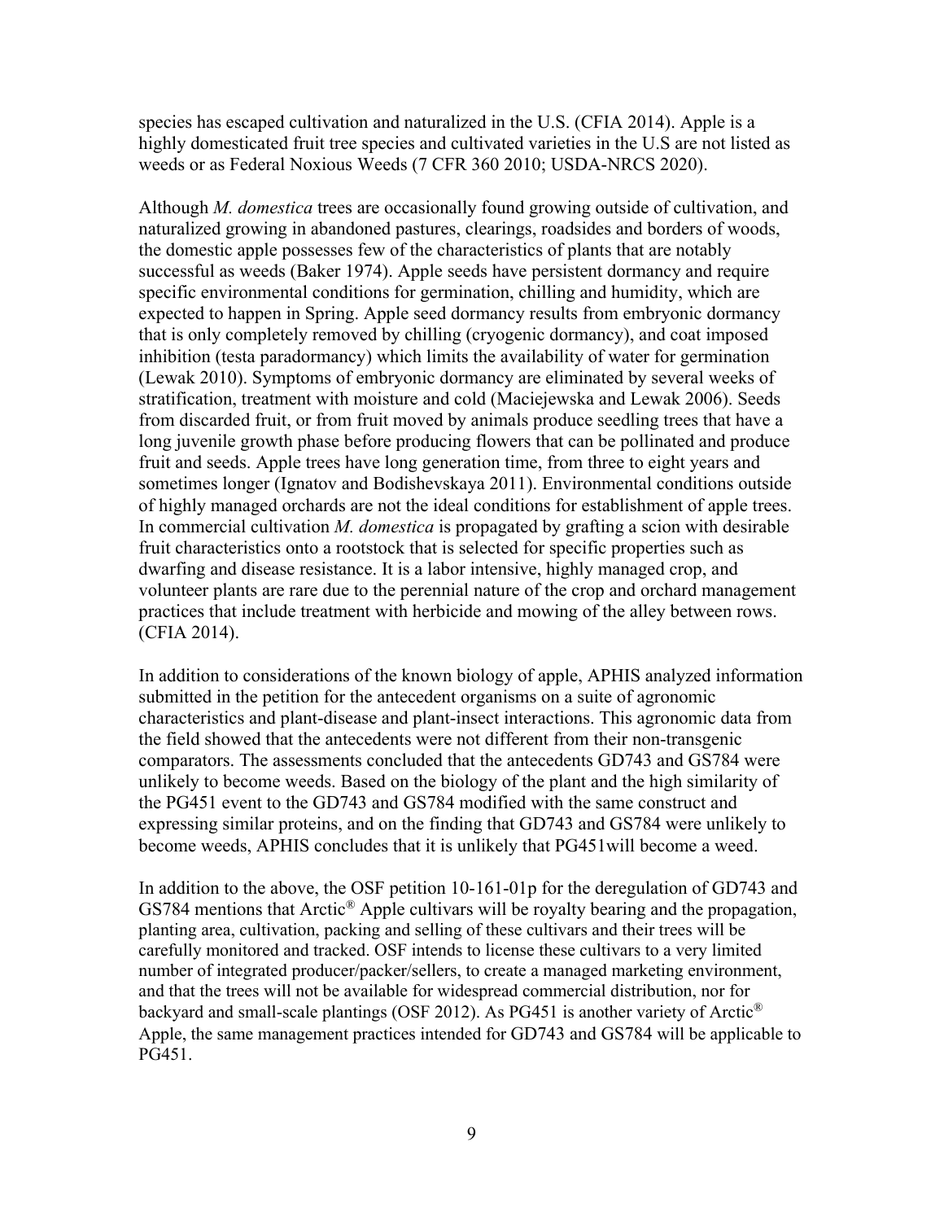species has escaped cultivation and naturalized in the U.S. (CFIA 2014). Apple is a highly domesticated fruit tree species and cultivated varieties in the U.S are not listed as weeds or as Federal Noxious Weeds (7 CFR 360 2010; USDA-NRCS 2020).

Although *M. domestica* trees are occasionally found growing outside of cultivation, and naturalized growing in abandoned pastures, clearings, roadsides and borders of woods, the domestic apple possesses few of the characteristics of plants that are notably successful as weeds (Baker 1974). Apple seeds have persistent dormancy and require specific environmental conditions for germination, chilling and humidity, which are expected to happen in Spring. Apple seed dormancy results from embryonic dormancy that is only completely removed by chilling (cryogenic dormancy), and coat imposed inhibition (testa paradormancy) which limits the availability of water for germination (Lewak 2010). Symptoms of embryonic dormancy are eliminated by several weeks of stratification, treatment with moisture and cold (Maciejewska and Lewak 2006). Seeds from discarded fruit, or from fruit moved by animals produce seedling trees that have a long juvenile growth phase before producing flowers that can be pollinated and produce fruit and seeds. Apple trees have long generation time, from three to eight years and sometimes longer (Ignatov and Bodishevskaya 2011). Environmental conditions outside of highly managed orchards are not the ideal conditions for establishment of apple trees. In commercial cultivation *M. domestica* is propagated by grafting a scion with desirable fruit characteristics onto a rootstock that is selected for specific properties such as dwarfing and disease resistance. It is a labor intensive, highly managed crop, and volunteer plants are rare due to the perennial nature of the crop and orchard management practices that include treatment with herbicide and mowing of the alley between rows. (CFIA 2014).

In addition to considerations of the known biology of apple, APHIS analyzed information submitted in the petition for the antecedent organisms on a suite of agronomic characteristics and plant-disease and plant-insect interactions. This agronomic data from the field showed that the antecedents were not different from their non-transgenic comparators. The assessments concluded that the antecedents GD743 and GS784 were unlikely to become weeds. Based on the biology of the plant and the high similarity of the PG451 event to the GD743 and GS784 modified with the same construct and expressing similar proteins, and on the finding that GD743 and GS784 were unlikely to become weeds, APHIS concludes that it is unlikely that PG451will become a weed.

In addition to the above, the OSF petition 10-161-01p for the deregulation of GD743 and GS784 mentions that Arctic® Apple cultivars will be royalty bearing and the propagation, planting area, cultivation, packing and selling of these cultivars and their trees will be carefully monitored and tracked. OSF intends to license these cultivars to a very limited number of integrated producer/packer/sellers, to create a managed marketing environment, and that the trees will not be available for widespread commercial distribution, nor for backyard and small-scale plantings (OSF 2012). As PG451 is another variety of Arctic® Apple, the same management practices intended for GD743 and GS784 will be applicable to PG451.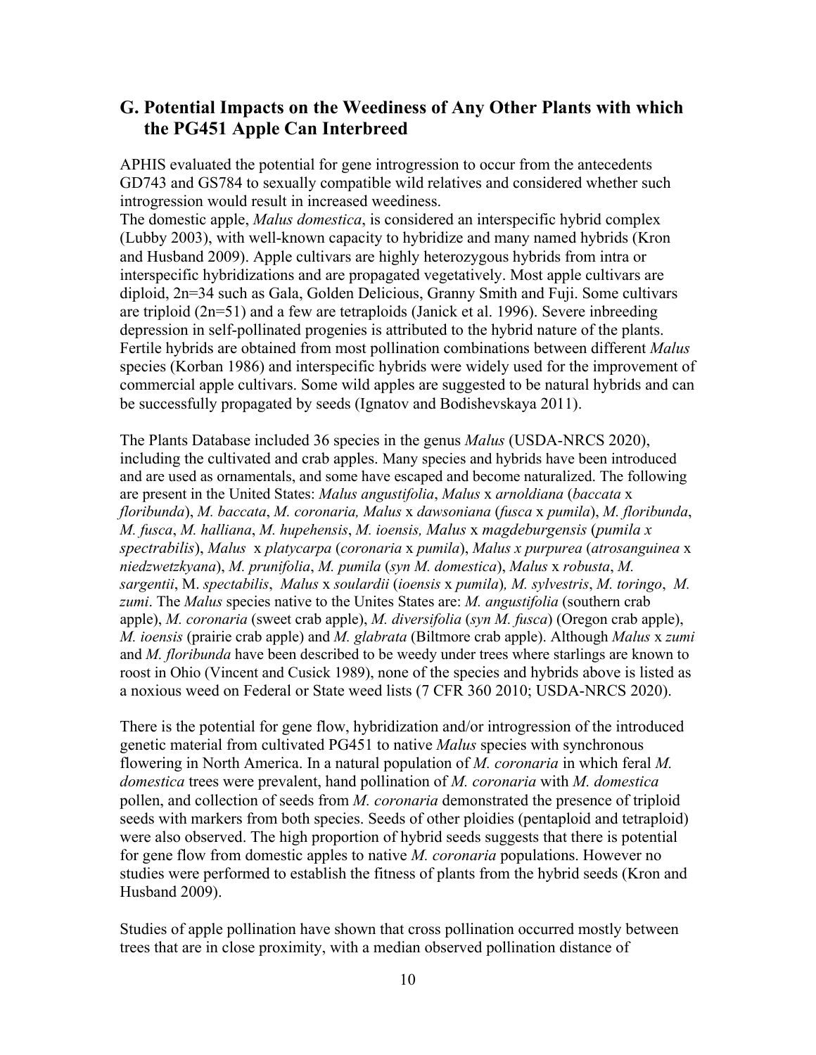## G. Potential Impacts on the Weediness of Any Other Plants with which the PG451 Apple Can Interbreed

APHIS evaluated the potential for gene introgression to occur from the antecedents GD743 and GS784 to sexually compatible wild relatives and considered whether such introgression would result in increased weediness.
The domestic apple, *Malus domestica*, is considered an interspecific hybrid complex (Lubby 2003), with well-known capacity to hybridize and many named hybrids (Kron and Husband 2009). Apple cultivars are highly heterozygous hybrids from intra or interspecific hybridizations and are propagated vegetatively. Most apple cultivars are diploid, 2n=34 such as Gala, Golden Delicious, Granny Smith and Fuji. Some cultivars are triploid (2n=51) and a few are tetraploids (Janick et al. 1996). Severe inbreeding depression in self-pollinated progenies is attributed to the hybrid nature of the plants. Fertile hybrids are obtained from most pollination combinations between different *Malus* species (Korban 1986) and interspecific hybrids were widely used for the improvement of commercial apple cultivars. Some wild apples are suggested to be natural hybrids and can be successfully propagated by seeds (Ignatov and Bodishevskaya 2011).

The Plants Database included 36 species in the genus *Malus* (USDA-NRCS 2020), including the cultivated and crab apples. Many species and hybrids have been introduced and are used as ornamentals, and some have escaped and become naturalized. The following are present in the United States: *Malus angustifolia*, *Malus* x *arnoldiana* (*baccata* x *floribunda*), *M. baccata*, *M. coronaria, Malus* x *dawsoniana* (*fusca* x *pumila*), *M. floribunda*, *M. fusca*, *M. halliana*, *M. hupehensis*, *M. ioensis, Malus* x *magdeburgensis* (*pumila x spectrabilis*), *Malus* x *platycarpa* (*coronaria* x *pumila*), *Malus x purpurea* (*atrosanguinea* x *niedzwetzkyana*), *M. prunifolia*, *M. pumila* (*syn M. domestica*), *Malus* x *robusta*, *M. sargentii*, M. *spectabilis*, *Malus* x *soulardii* (*ioensis* x *pumila*)*, M. sylvestris*, *M. toringo*, *M. zumi*. The *Malus* species native to the Unites States are: *M. angustifolia* (southern crab apple), *M. coronaria* (sweet crab apple), *M. diversifolia* (*syn M. fusca*) (Oregon crab apple), *M. ioensis* (prairie crab apple) and *M. glabrata* (Biltmore crab apple). Although *Malus* x *zumi* and *M. floribunda* have been described to be weedy under trees where starlings are known to roost in Ohio (Vincent and Cusick 1989), none of the species and hybrids above is listed as a noxious weed on Federal or State weed lists (7 CFR 360 2010; USDA-NRCS 2020).

There is the potential for gene flow, hybridization and/or introgression of the introduced genetic material from cultivated PG451 to native *Malus* species with synchronous flowering in North America. In a natural population of *M. coronaria* in which feral *M. domestica* trees were prevalent, hand pollination of *M. coronaria* with *M. domestica* pollen, and collection of seeds from *M. coronaria* demonstrated the presence of triploid seeds with markers from both species. Seeds of other ploidies (pentaploid and tetraploid) were also observed. The high proportion of hybrid seeds suggests that there is potential for gene flow from domestic apples to native *M. coronaria* populations. However no studies were performed to establish the fitness of plants from the hybrid seeds (Kron and Husband 2009).

Studies of apple pollination have shown that cross pollination occurred mostly between trees that are in close proximity, with a median observed pollination distance of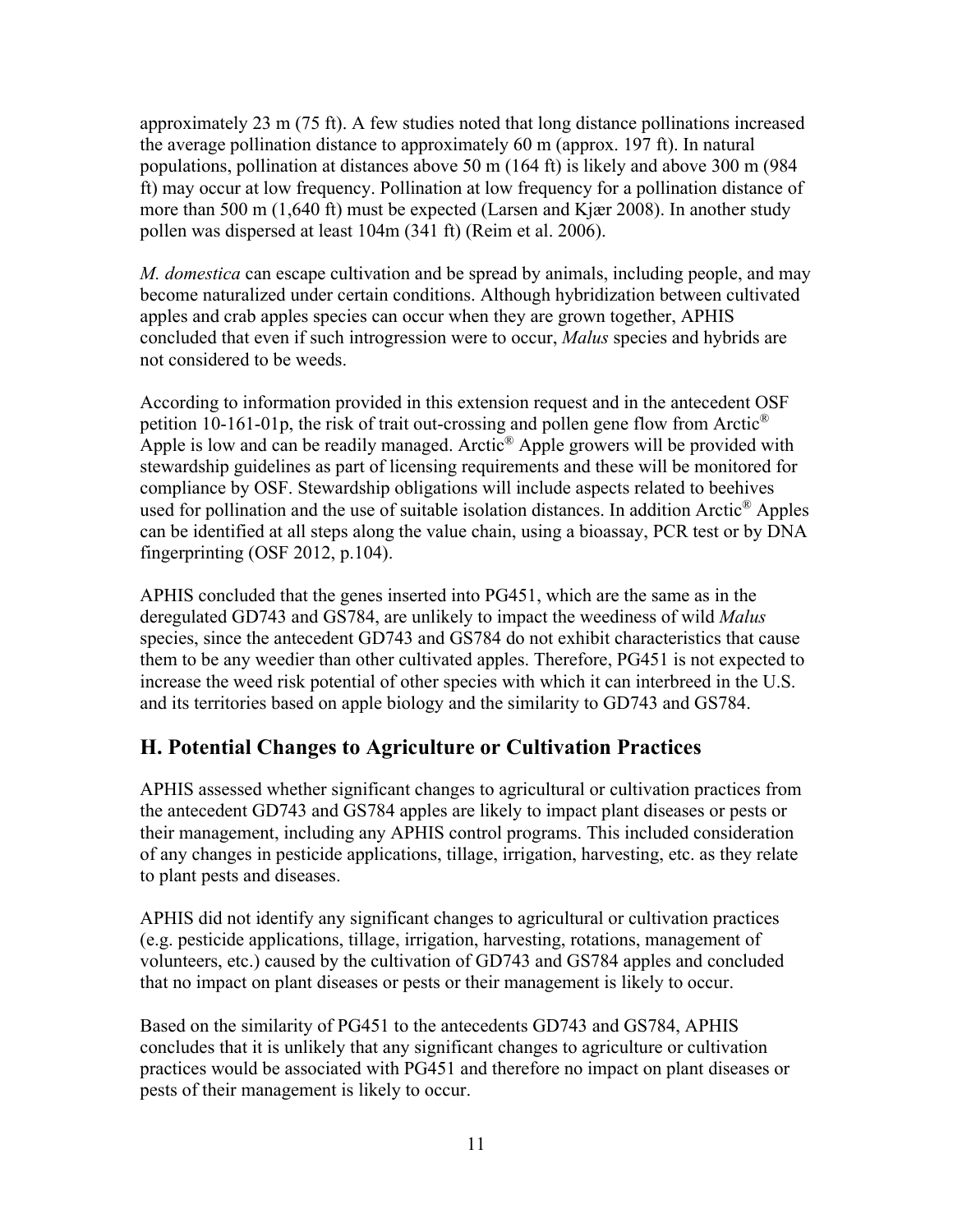approximately 23 m (75 ft). A few studies noted that long distance pollinations increased the average pollination distance to approximately 60 m (approx. 197 ft). In natural populations, pollination at distances above 50 m (164 ft) is likely and above 300 m (984 ft) may occur at low frequency. Pollination at low frequency for a pollination distance of more than 500 m (1,640 ft) must be expected (Larsen and Kjær 2008). In another study pollen was dispersed at least 104m (341 ft) (Reim et al. 2006).

*M. domestica* can escape cultivation and be spread by animals, including people, and may become naturalized under certain conditions. Although hybridization between cultivated apples and crab apples species can occur when they are grown together, APHIS concluded that even if such introgression were to occur, *Malus* species and hybrids are not considered to be weeds.

According to information provided in this extension request and in the antecedent OSF petition 10-161-01p, the risk of trait out-crossing and pollen gene flow from Arctic® Apple is low and can be readily managed. Arctic® Apple growers will be provided with stewardship guidelines as part of licensing requirements and these will be monitored for compliance by OSF. Stewardship obligations will include aspects related to beehives used for pollination and the use of suitable isolation distances. In addition Arctic® Apples can be identified at all steps along the value chain, using a bioassay, PCR test or by DNA fingerprinting (OSF 2012, p.104).

APHIS concluded that the genes inserted into PG451, which are the same as in the deregulated GD743 and GS784, are unlikely to impact the weediness of wild *Malus* species, since the antecedent GD743 and GS784 do not exhibit characteristics that cause them to be any weedier than other cultivated apples. Therefore, PG451 is not expected to increase the weed risk potential of other species with which it can interbreed in the U.S. and its territories based on apple biology and the similarity to GD743 and GS784.

## H. Potential Changes to Agriculture or Cultivation Practices

APHIS assessed whether significant changes to agricultural or cultivation practices from the antecedent GD743 and GS784 apples are likely to impact plant diseases or pests or their management, including any APHIS control programs. This included consideration of any changes in pesticide applications, tillage, irrigation, harvesting, etc. as they relate to plant pests and diseases.

APHIS did not identify any significant changes to agricultural or cultivation practices (e.g. pesticide applications, tillage, irrigation, harvesting, rotations, management of volunteers, etc.) caused by the cultivation of GD743 and GS784 apples and concluded that no impact on plant diseases or pests or their management is likely to occur.

Based on the similarity of PG451 to the antecedents GD743 and GS784, APHIS concludes that it is unlikely that any significant changes to agriculture or cultivation practices would be associated with PG451 and therefore no impact on plant diseases or pests of their management is likely to occur.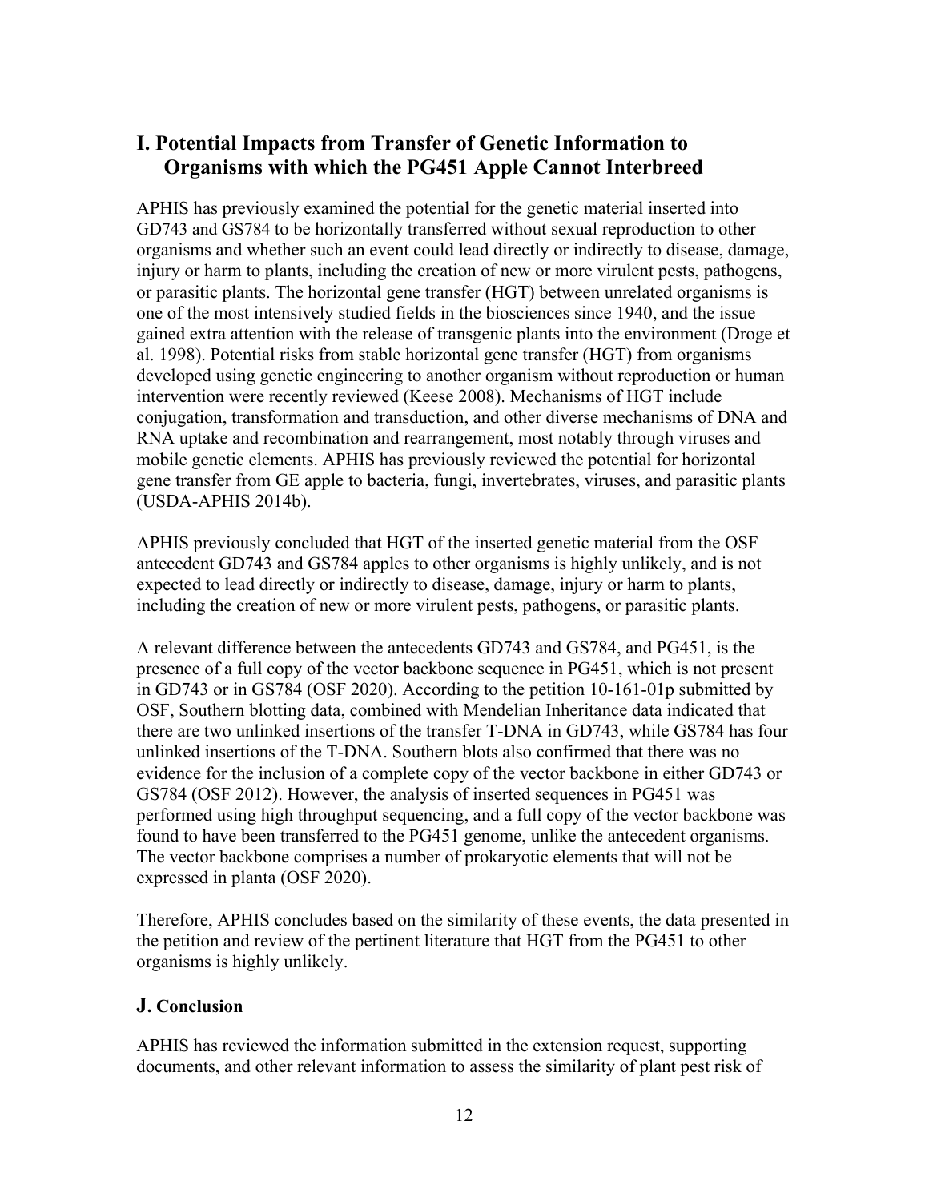## I. Potential Impacts from Transfer of Genetic Information to Organisms with which the PG451 Apple Cannot Interbreed

APHIS has previously examined the potential for the genetic material inserted into GD743 and GS784 to be horizontally transferred without sexual reproduction to other organisms and whether such an event could lead directly or indirectly to disease, damage, injury or harm to plants, including the creation of new or more virulent pests, pathogens, or parasitic plants. The horizontal gene transfer (HGT) between unrelated organisms is one of the most intensively studied fields in the biosciences since 1940, and the issue gained extra attention with the release of transgenic plants into the environment (Droge et al. 1998). Potential risks from stable horizontal gene transfer (HGT) from organisms developed using genetic engineering to another organism without reproduction or human intervention were recently reviewed (Keese 2008). Mechanisms of HGT include conjugation, transformation and transduction, and other diverse mechanisms of DNA and RNA uptake and recombination and rearrangement, most notably through viruses and mobile genetic elements. APHIS has previously reviewed the potential for horizontal gene transfer from GE apple to bacteria, fungi, invertebrates, viruses, and parasitic plants (USDA-APHIS 2014b).

APHIS previously concluded that HGT of the inserted genetic material from the OSF antecedent GD743 and GS784 apples to other organisms is highly unlikely, and is not expected to lead directly or indirectly to disease, damage, injury or harm to plants, including the creation of new or more virulent pests, pathogens, or parasitic plants.

A relevant difference between the antecedents GD743 and GS784, and PG451, is the presence of a full copy of the vector backbone sequence in PG451, which is not present in GD743 or in GS784 (OSF 2020). According to the petition 10-161-01p submitted by OSF, Southern blotting data, combined with Mendelian Inheritance data indicated that there are two unlinked insertions of the transfer T-DNA in GD743, while GS784 has four unlinked insertions of the T-DNA. Southern blots also confirmed that there was no evidence for the inclusion of a complete copy of the vector backbone in either GD743 or GS784 (OSF 2012). However, the analysis of inserted sequences in PG451 was performed using high throughput sequencing, and a full copy of the vector backbone was found to have been transferred to the PG451 genome, unlike the antecedent organisms. The vector backbone comprises a number of prokaryotic elements that will not be expressed in planta (OSF 2020).

Therefore, APHIS concludes based on the similarity of these events, the data presented in the petition and review of the pertinent literature that HGT from the PG451 to other organisms is highly unlikely.

## J. Conclusion

APHIS has reviewed the information submitted in the extension request, supporting documents, and other relevant information to assess the similarity of plant pest risk of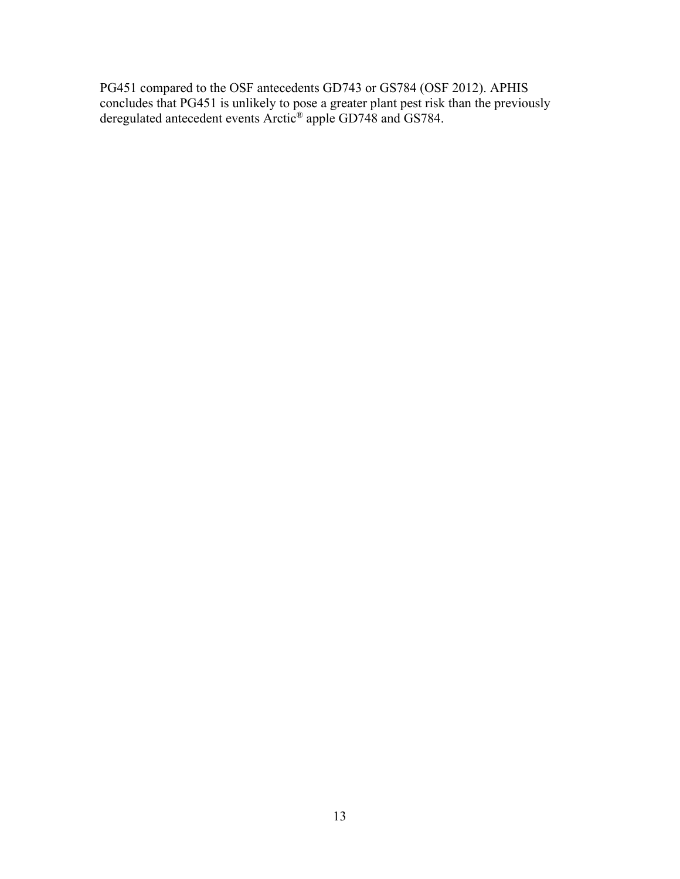PG451 compared to the OSF antecedents GD743 or GS784 (OSF 2012). APHIS concludes that PG451 is unlikely to pose a greater plant pest risk than the previously deregulated antecedent events Arctic® apple GD748 and GS784.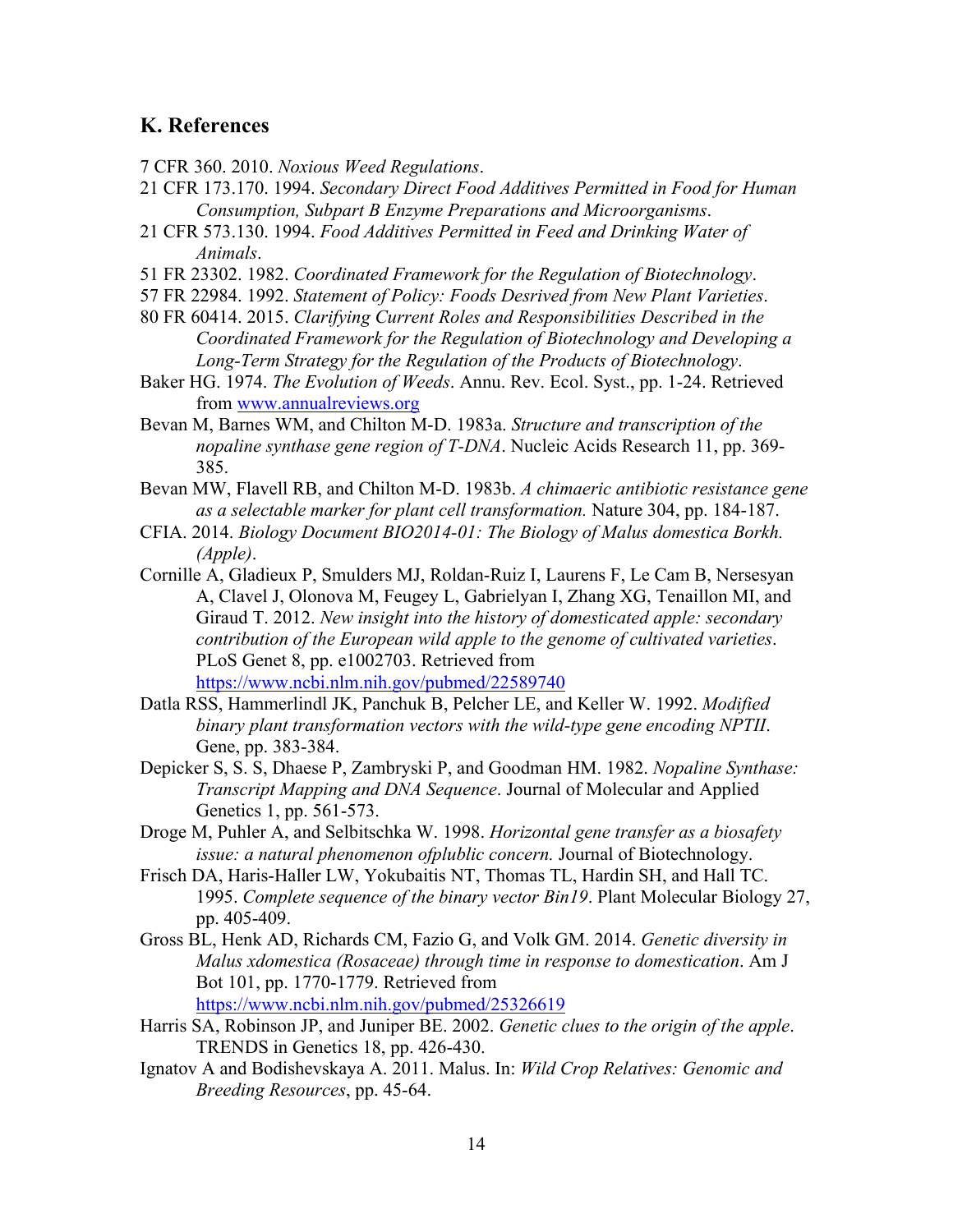## K. References

7 CFR 360. 2010. *Noxious Weed Regulations*.

21 CFR 173.170. 1994. *Secondary Direct Food Additives Permitted in Food for Human Consumption, Subpart B Enzyme Preparations and Microorganisms*.

21 CFR 573.130. 1994. *Food Additives Permitted in Feed and Drinking Water of Animals*.

51 FR 23302. 1982. *Coordinated Framework for the Regulation of Biotechnology*.

57 FR 22984. 1992. *Statement of Policy: Foods Desrived from New Plant Varieties*.

80 FR 60414. 2015. *Clarifying Current Roles and Responsibilities Described in the Coordinated Framework for the Regulation of Biotechnology and Developing a Long-Term Strategy for the Regulation of the Products of Biotechnology*.

Baker HG. 1974. *The Evolution of Weeds*. Annu. Rev. Ecol. Syst., pp. 1-24. Retrieved from www.annualreviews.org

Bevan M, Barnes WM, and Chilton M-D. 1983a. *Structure and transcription of the nopaline synthase gene region of T-DNA*. Nucleic Acids Research 11, pp. 369-385.

Bevan MW, Flavell RB, and Chilton M-D. 1983b. *A chimaeric antibiotic resistance gene as a selectable marker for plant cell transformation.* Nature 304, pp. 184-187.

CFIA. 2014. *Biology Document BIO2014-01: The Biology of Malus domestica Borkh. (Apple)*.

Cornille A, Gladieux P, Smulders MJ, Roldan-Ruiz I, Laurens F, Le Cam B, Nersesyan A, Clavel J, Olonova M, Feugey L, Gabrielyan I, Zhang XG, Tenaillon MI, and Giraud T. 2012. *New insight into the history of domesticated apple: secondary contribution of the European wild apple to the genome of cultivated varieties*. PLoS Genet 8, pp. e1002703. Retrieved from https://www.ncbi.nlm.nih.gov/pubmed/22589740

Datla RSS, Hammerlindl JK, Panchuk B, Pelcher LE, and Keller W. 1992. *Modified binary plant transformation vectors with the wild-type gene encoding NPTII*. Gene, pp. 383-384.

Depicker S, S. S, Dhaese P, Zambryski P, and Goodman HM. 1982. *Nopaline Synthase: Transcript Mapping and DNA Sequence*. Journal of Molecular and Applied Genetics 1, pp. 561-573.

Droge M, Puhler A, and Selbitschka W. 1998. *Horizontal gene transfer as a biosafety issue: a natural phenomenon ofplublic concern.* Journal of Biotechnology.

Frisch DA, Haris-Haller LW, Yokubaitis NT, Thomas TL, Hardin SH, and Hall TC. 1995. *Complete sequence of the binary vector Bin19*. Plant Molecular Biology 27, pp. 405-409.

Gross BL, Henk AD, Richards CM, Fazio G, and Volk GM. 2014. *Genetic diversity in Malus xdomestica (Rosaceae) through time in response to domestication*. Am J Bot 101, pp. 1770-1779. Retrieved from https://www.ncbi.nlm.nih.gov/pubmed/25326619

Harris SA, Robinson JP, and Juniper BE. 2002. *Genetic clues to the origin of the apple*. TRENDS in Genetics 18, pp. 426-430.

Ignatov A and Bodishevskaya A. 2011. Malus. In: *Wild Crop Relatives: Genomic and Breeding Resources*, pp. 45-64.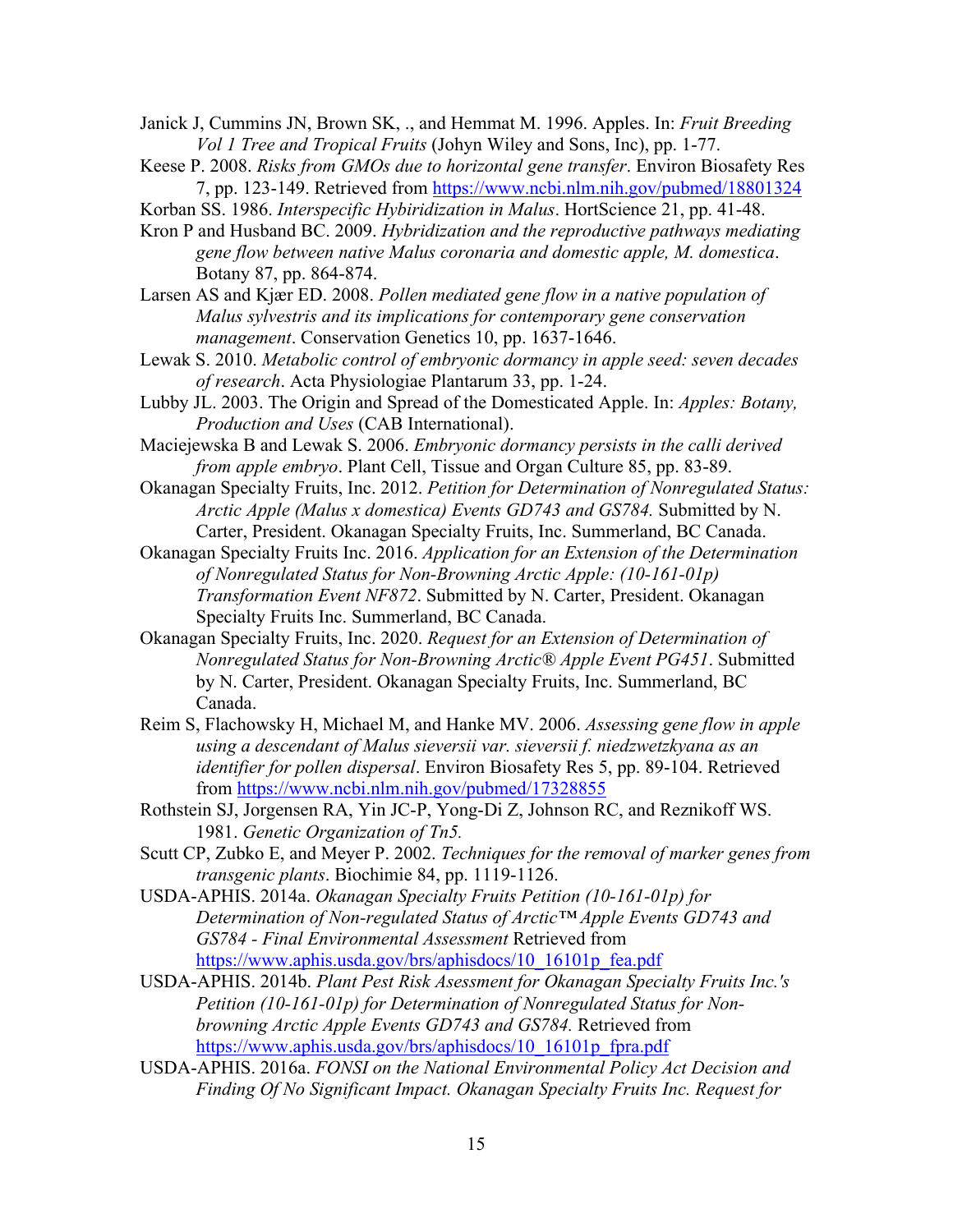Janick J, Cummins JN, Brown SK, ., and Hemmat M. 1996. Apples. In: *Fruit Breeding Vol 1 Tree and Tropical Fruits* (Johyn Wiley and Sons, Inc), pp. 1-77.

Keese P. 2008. *Risks from GMOs due to horizontal gene transfer*. Environ Biosafety Res 7, pp. 123-149. Retrieved from https://www.ncbi.nlm.nih.gov/pubmed/18801324

Korban SS. 1986. *Interspecific Hybiridization in Malus*. HortScience 21, pp. 41-48.

Kron P and Husband BC. 2009. *Hybridization and the reproductive pathways mediating gene flow between native Malus coronaria and domestic apple, M. domestica*. Botany 87, pp. 864-874.

Larsen AS and Kjær ED. 2008. *Pollen mediated gene flow in a native population of Malus sylvestris and its implications for contemporary gene conservation management*. Conservation Genetics 10, pp. 1637-1646.

Lewak S. 2010. *Metabolic control of embryonic dormancy in apple seed: seven decades of research*. Acta Physiologiae Plantarum 33, pp. 1-24.

Lubby JL. 2003. The Origin and Spread of the Domesticated Apple. In: *Apples: Botany, Production and Uses* (CAB International).

Maciejewska B and Lewak S. 2006. *Embryonic dormancy persists in the calli derived from apple embryo*. Plant Cell, Tissue and Organ Culture 85, pp. 83-89.

Okanagan Specialty Fruits, Inc. 2012. *Petition for Determination of Nonregulated Status: Arctic Apple (Malus x domestica) Events GD743 and GS784.* Submitted by N. Carter, President. Okanagan Specialty Fruits, Inc. Summerland, BC Canada.

Okanagan Specialty Fruits Inc. 2016. *Application for an Extension of the Determination of Nonregulated Status for Non-Browning Arctic Apple: (10-161-01p) Transformation Event NF872*. Submitted by N. Carter, President. Okanagan Specialty Fruits Inc. Summerland, BC Canada.

Okanagan Specialty Fruits, Inc. 2020. *Request for an Extension of Determination of Nonregulated Status for Non-Browning Arctic® Apple Event PG451*. Submitted by N. Carter, President. Okanagan Specialty Fruits, Inc. Summerland, BC Canada.

Reim S, Flachowsky H, Michael M, and Hanke MV. 2006. *Assessing gene flow in apple using a descendant of Malus sieversii var. sieversii f. niedzwetzkyana as an identifier for pollen dispersal*. Environ Biosafety Res 5, pp. 89-104. Retrieved from https://www.ncbi.nlm.nih.gov/pubmed/17328855

Rothstein SJ, Jorgensen RA, Yin JC-P, Yong-Di Z, Johnson RC, and Reznikoff WS. 1981. *Genetic Organization of Tn5.*

Scutt CP, Zubko E, and Meyer P. 2002. *Techniques for the removal of marker genes from transgenic plants*. Biochimie 84, pp. 1119-1126.

USDA-APHIS. 2014a. *Okanagan Specialty Fruits Petition (10-161-01p) for Determination of Non-regulated Status of Arctic™ Apple Events GD743 and GS784 - Final Environmental Assessment* Retrieved from https://www.aphis.usda.gov/brs/aphisdocs/10_16101p_fea.pdf

USDA-APHIS. 2014b. *Plant Pest Risk Asessment for Okanagan Specialty Fruits Inc.'s Petition (10-161-01p) for Determination of Nonregulated Status for Non-browning Arctic Apple Events GD743 and GS784.* Retrieved from https://www.aphis.usda.gov/brs/aphisdocs/10_16101p_fpra.pdf

USDA-APHIS. 2016a. *FONSI on the National Environmental Policy Act Decision and Finding Of No Significant Impact. Okanagan Specialty Fruits Inc. Request for*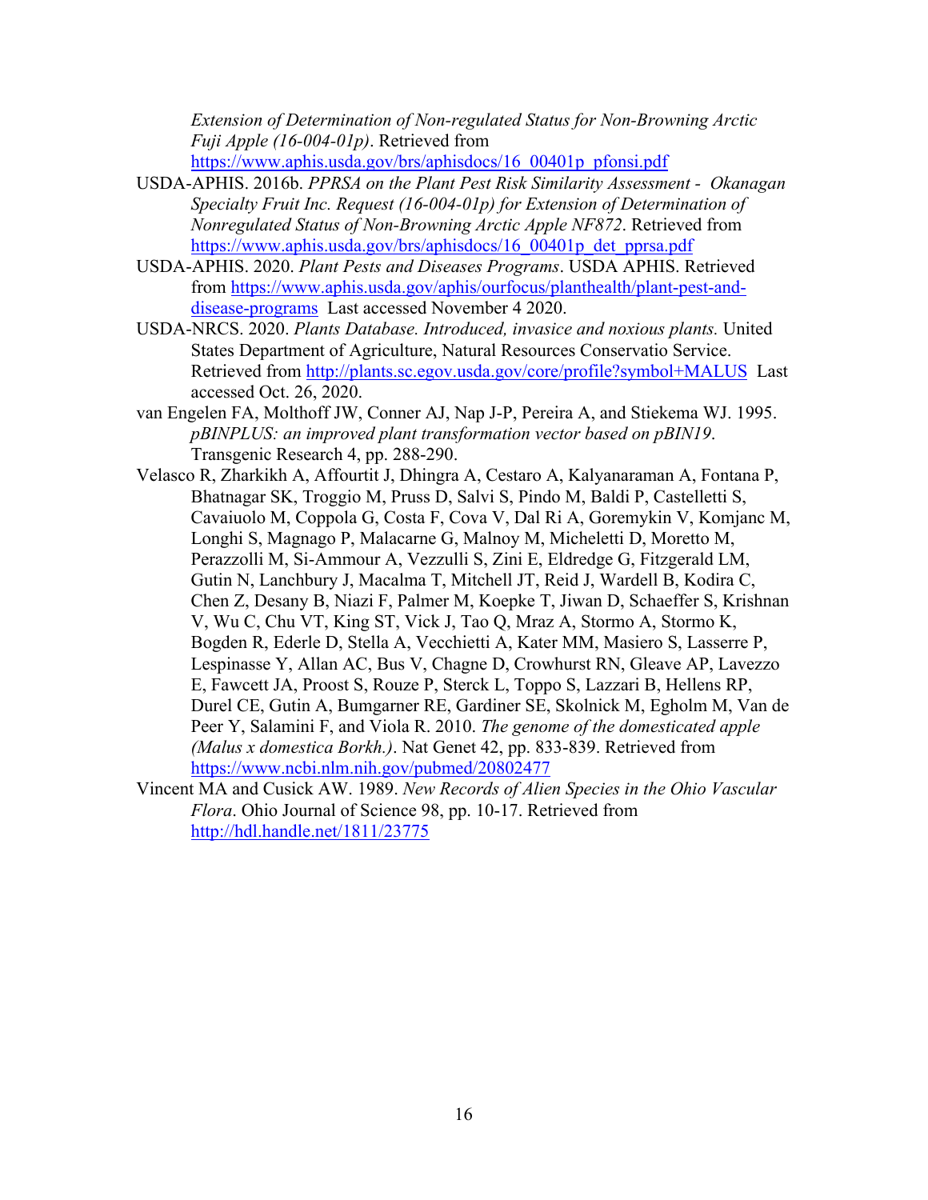*Extension of Determination of Non-regulated Status for Non-Browning Arctic Fuji Apple (16-004-01p)*. Retrieved from https://www.aphis.usda.gov/brs/aphisdocs/16_00401p_pfonsi.pdf

USDA-APHIS. 2016b. *PPRSA on the Plant Pest Risk Similarity Assessment - Okanagan Specialty Fruit Inc. Request (16-004-01p) for Extension of Determination of Nonregulated Status of Non-Browning Arctic Apple NF872*. Retrieved from https://www.aphis.usda.gov/brs/aphisdocs/16_00401p_det_pprsa.pdf

USDA-APHIS. 2020. *Plant Pests and Diseases Programs*. USDA APHIS. Retrieved from https://www.aphis.usda.gov/aphis/ourfocus/planthealth/plant-pest-and-disease-programs Last accessed November 4 2020.

USDA-NRCS. 2020. *Plants Database. Introduced, invasice and noxious plants.* United States Department of Agriculture, Natural Resources Conservatio Service. Retrieved from http://plants.sc.egov.usda.gov/core/profile?symbol+MALUS Last accessed Oct. 26, 2020.

van Engelen FA, Molthoff JW, Conner AJ, Nap J-P, Pereira A, and Stiekema WJ. 1995. *pBINPLUS: an improved plant transformation vector based on pBIN19*. Transgenic Research 4, pp. 288-290.

Velasco R, Zharkikh A, Affourtit J, Dhingra A, Cestaro A, Kalyanaraman A, Fontana P, Bhatnagar SK, Troggio M, Pruss D, Salvi S, Pindo M, Baldi P, Castelletti S, Cavaiuolo M, Coppola G, Costa F, Cova V, Dal Ri A, Goremykin V, Komjanc M, Longhi S, Magnago P, Malacarne G, Malnoy M, Micheletti D, Moretto M, Perazzolli M, Si-Ammour A, Vezzulli S, Zini E, Eldredge G, Fitzgerald LM, Gutin N, Lanchbury J, Macalma T, Mitchell JT, Reid J, Wardell B, Kodira C, Chen Z, Desany B, Niazi F, Palmer M, Koepke T, Jiwan D, Schaeffer S, Krishnan V, Wu C, Chu VT, King ST, Vick J, Tao Q, Mraz A, Stormo A, Stormo K, Bogden R, Ederle D, Stella A, Vecchietti A, Kater MM, Masiero S, Lasserre P, Lespinasse Y, Allan AC, Bus V, Chagne D, Crowhurst RN, Gleave AP, Lavezzo E, Fawcett JA, Proost S, Rouze P, Sterck L, Toppo S, Lazzari B, Hellens RP, Durel CE, Gutin A, Bumgarner RE, Gardiner SE, Skolnick M, Egholm M, Van de Peer Y, Salamini F, and Viola R. 2010. *The genome of the domesticated apple (Malus x domestica Borkh.)*. Nat Genet 42, pp. 833-839. Retrieved from https://www.ncbi.nlm.nih.gov/pubmed/20802477

Vincent MA and Cusick AW. 1989. *New Records of Alien Species in the Ohio Vascular Flora*. Ohio Journal of Science 98, pp. 10-17. Retrieved from http://hdl.handle.net/1811/23775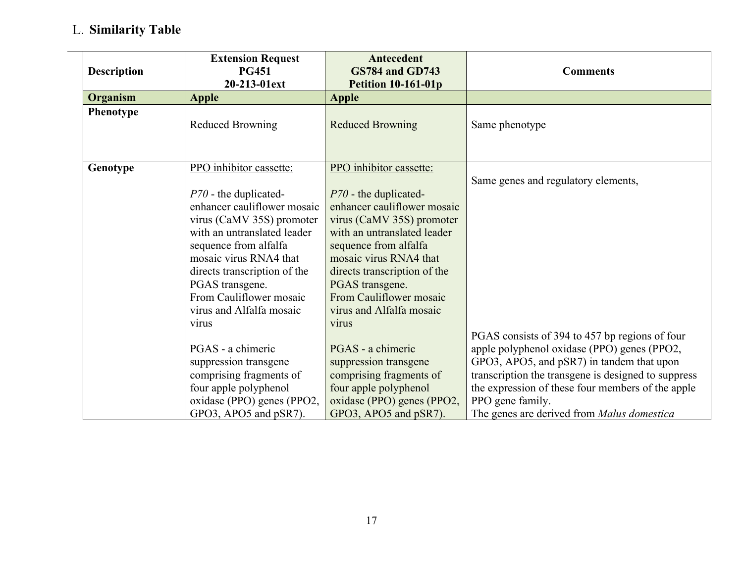## L. **Similarity Table**

| Description | Extension Request PG451 20-213-01ext | Antecedent GS784 and GD743 Petition 10-161-01p | Comments |
|---|---|---|---|
| **Organism** | **Apple** | **Apple** | |
| **Phenotype** | Reduced Browning | Reduced Browning | Same phenotype |
| **Genotype** | PPO inhibitor cassette:<br><br>*P70* - the duplicated-enhancer cauliflower mosaic virus (CaMV 35S) promoter with an untranslated leader sequence from alfalfa mosaic virus RNA4 that directs transcription of the PGAS transgene. From Cauliflower mosaic virus and Alfalfa mosaic virus<br><br>PGAS - a chimeric suppression transgene comprising fragments of four apple polyphenol oxidase (PPO) genes (PPO2, GPO3, APO5 and pSR7). | PPO inhibitor cassette:<br><br>*P70* - the duplicated-enhancer cauliflower mosaic virus (CaMV 35S) promoter with an untranslated leader sequence from alfalfa mosaic virus RNA4 that directs transcription of the PGAS transgene. From Cauliflower mosaic virus and Alfalfa mosaic virus<br><br>PGAS - a chimeric suppression transgene comprising fragments of four apple polyphenol oxidase (PPO) genes (PPO2, GPO3, APO5 and pSR7). | Same genes and regulatory elements,<br><br>PGAS consists of 394 to 457 bp regions of four apple polyphenol oxidase (PPO) genes (PPO2, GPO3, APO5, and pSR7) in tandem that upon transcription the transgene is designed to suppress the expression of these four members of the apple PPO gene family.<br>The genes are derived from *Malus domestica* |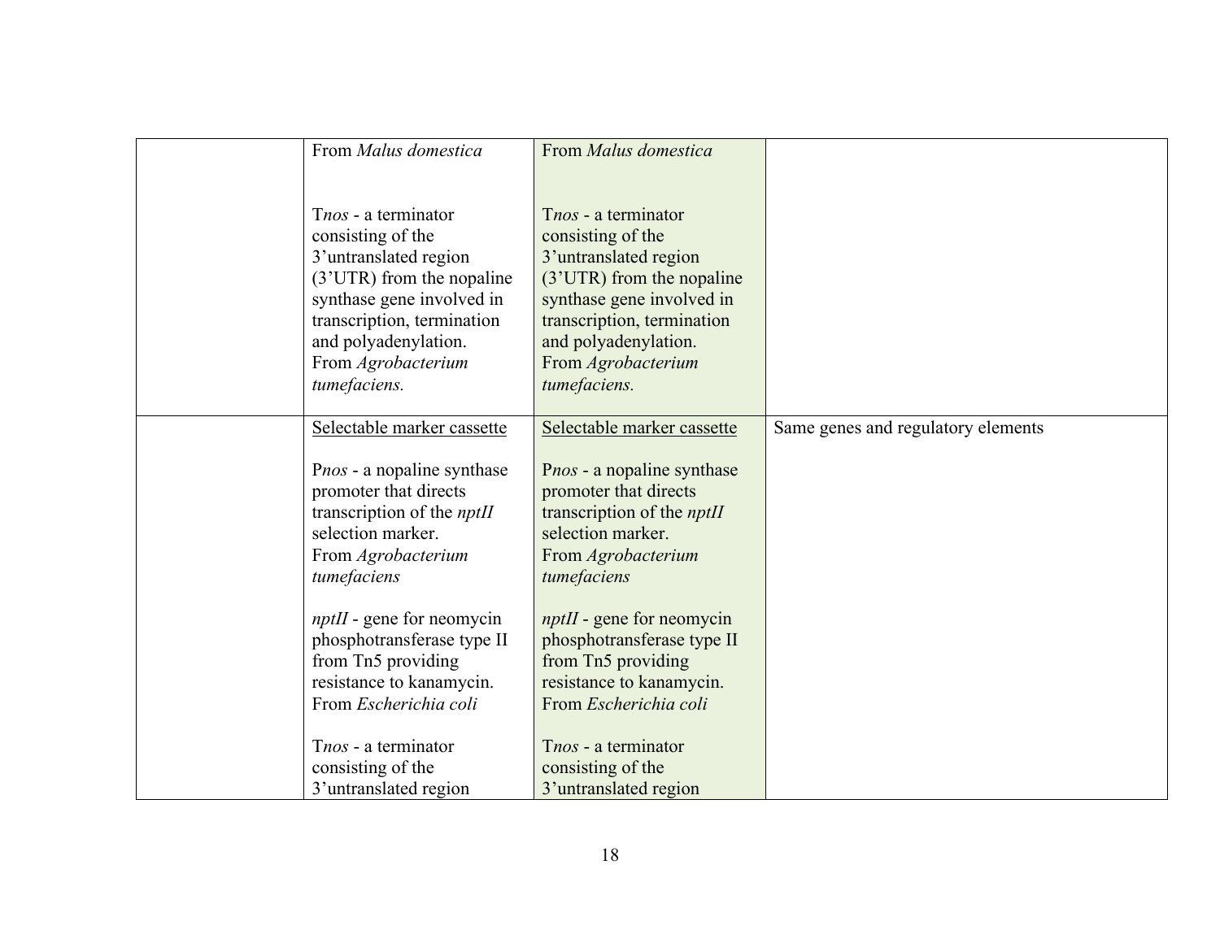| | | | |
|---|---|---|---|
| | From *Malus domestica*<br><br>T*nos* - a terminator consisting of the 3'untranslated region (3'UTR) from the nopaline synthase gene involved in transcription, termination and polyadenylation. From *Agrobacterium tumefaciens.* | From *Malus domestica*<br><br>T*nos* - a terminator consisting of the 3'untranslated region (3'UTR) from the nopaline synthase gene involved in transcription, termination and polyadenylation. From *Agrobacterium tumefaciens.* | |
| | Selectable marker cassette<br><br>P*nos* - a nopaline synthase promoter that directs transcription of the *nptII* selection marker. From *Agrobacterium tumefaciens*<br><br>*nptII* - gene for neomycin phosphotransferase type II from Tn5 providing resistance to kanamycin. From *Escherichia coli*<br><br>T*nos* - a terminator consisting of the 3'untranslated region | Selectable marker cassette<br><br>P*nos* - a nopaline synthase promoter that directs transcription of the *nptII* selection marker. From *Agrobacterium tumefaciens*<br><br>*nptII* - gene for neomycin phosphotransferase type II from Tn5 providing resistance to kanamycin. From *Escherichia coli*<br><br>T*nos* - a terminator consisting of the 3'untranslated region | Same genes and regulatory elements |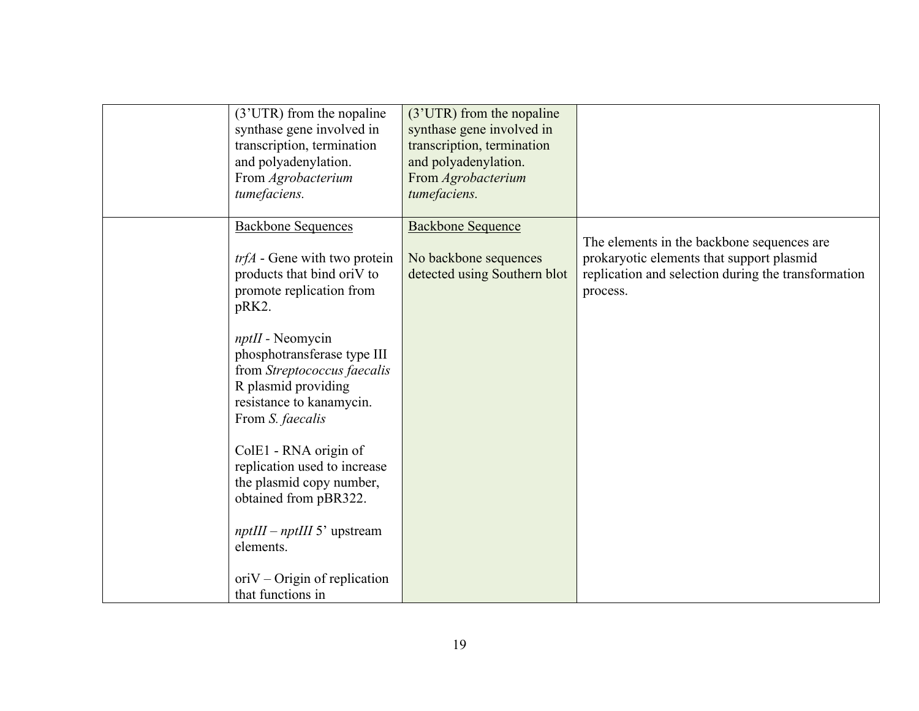| | | | |
|---|---|---|---|
| | (3'UTR) from the nopaline synthase gene involved in transcription, termination and polyadenylation. From *Agrobacterium tumefaciens.* | (3'UTR) from the nopaline synthase gene involved in transcription, termination and polyadenylation. From *Agrobacterium tumefaciens.* | |
| | <u>Backbone Sequences</u><br><br>*trfA* - Gene with two protein products that bind oriV to promote replication from pRK2.<br><br>*nptII* - Neomycin phosphotransferase type III from *Streptococcus faecalis* R plasmid providing resistance to kanamycin. From *S. faecalis*<br><br>ColE1 - RNA origin of replication used to increase the plasmid copy number, obtained from pBR322.<br><br>*nptIII* – *nptIII* 5' upstream elements.<br><br>oriV – Origin of replication that functions in | <u>Backbone Sequence</u><br><br>No backbone sequences detected using Southern blot | The elements in the backbone sequences are prokaryotic elements that support plasmid replication and selection during the transformation process. |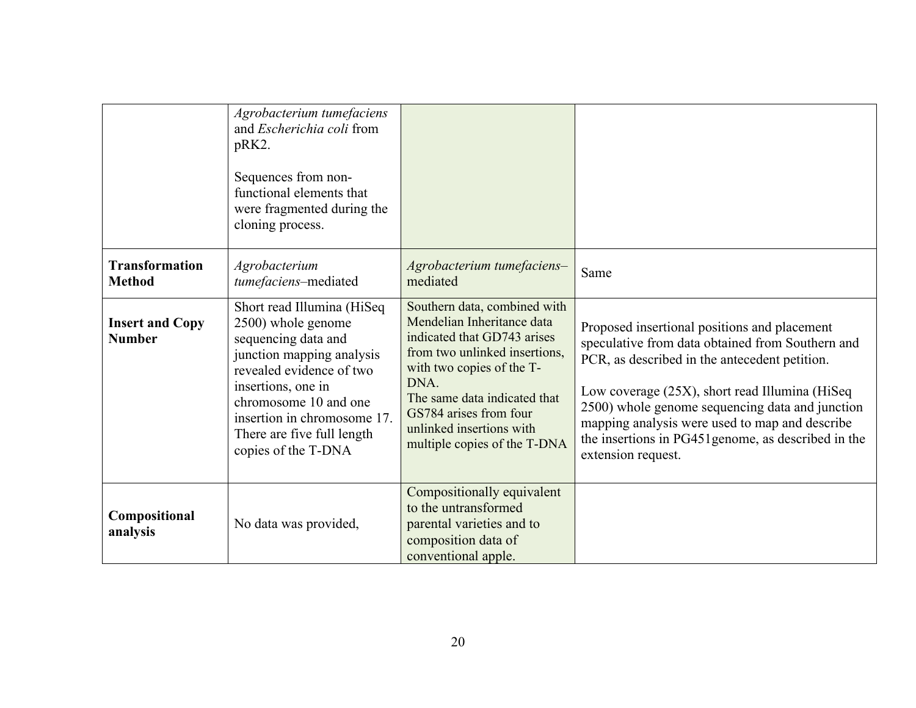| | | | |
|---|---|---|---|
| | *Agrobacterium tumefaciens* and *Escherichia coli* from pRK2.<br><br>Sequences from non-functional elements that were fragmented during the cloning process. | | |
| **Transformation Method** | *Agrobacterium tumefaciens*–mediated | *Agrobacterium tumefaciens*–mediated | Same |
| **Insert and Copy Number** | Short read Illumina (HiSeq 2500) whole genome sequencing data and junction mapping analysis revealed evidence of two insertions, one in chromosome 10 and one insertion in chromosome 17. There are five full length copies of the T-DNA | Southern data, combined with Mendelian Inheritance data indicated that GD743 arises from two unlinked insertions, with two copies of the T-DNA.<br>The same data indicated that GS784 arises from four unlinked insertions with multiple copies of the T-DNA | Proposed insertional positions and placement speculative from data obtained from Southern and PCR, as described in the antecedent petition.<br><br>Low coverage (25X), short read Illumina (HiSeq 2500) whole genome sequencing data and junction mapping analysis were used to map and describe the insertions in PG451genome, as described in the extension request. |
| **Compositional analysis** | No data was provided, | Compositionally equivalent to the untransformed parental varieties and to composition data of conventional apple. | |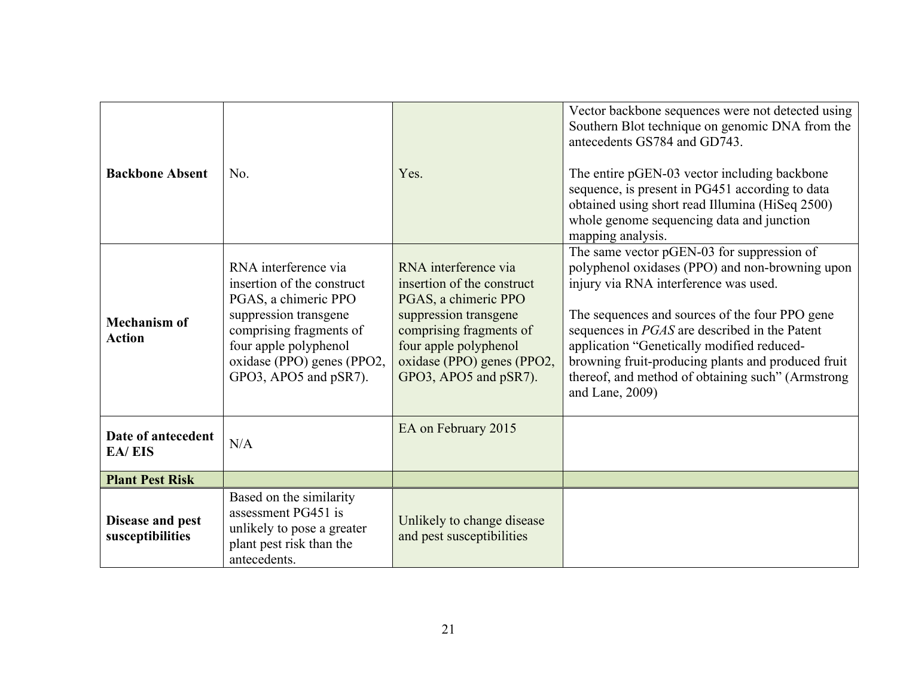| | | | |
|---|---|---|---|
| **Backbone Absent** | No. | Yes. | Vector backbone sequences were not detected using Southern Blot technique on genomic DNA from the antecedents GS784 and GD743.<br><br>The entire pGEN-03 vector including backbone sequence, is present in PG451 according to data obtained using short read Illumina (HiSeq 2500) whole genome sequencing data and junction mapping analysis. |
| **Mechanism of Action** | RNA interference via insertion of the construct PGAS, a chimeric PPO suppression transgene comprising fragments of four apple polyphenol oxidase (PPO) genes (PPO2, GPO3, APO5 and pSR7). | RNA interference via insertion of the construct PGAS, a chimeric PPO suppression transgene comprising fragments of four apple polyphenol oxidase (PPO) genes (PPO2, GPO3, APO5 and pSR7). | The same vector pGEN-03 for suppression of polyphenol oxidases (PPO) and non-browning upon injury via RNA interference was used.<br><br>The sequences and sources of the four PPO gene sequences in *PGAS* are described in the Patent application "Genetically modified reduced-browning fruit-producing plants and produced fruit thereof, and method of obtaining such" (Armstrong and Lane, 2009) |
| **Date of antecedent EA/ EIS** | N/A | EA on February 2015 | |
| **Plant Pest Risk** | | | |
| **Disease and pest susceptibilities** | Based on the similarity assessment PG451 is unlikely to pose a greater plant pest risk than the antecedents. | Unlikely to change disease and pest susceptibilities | |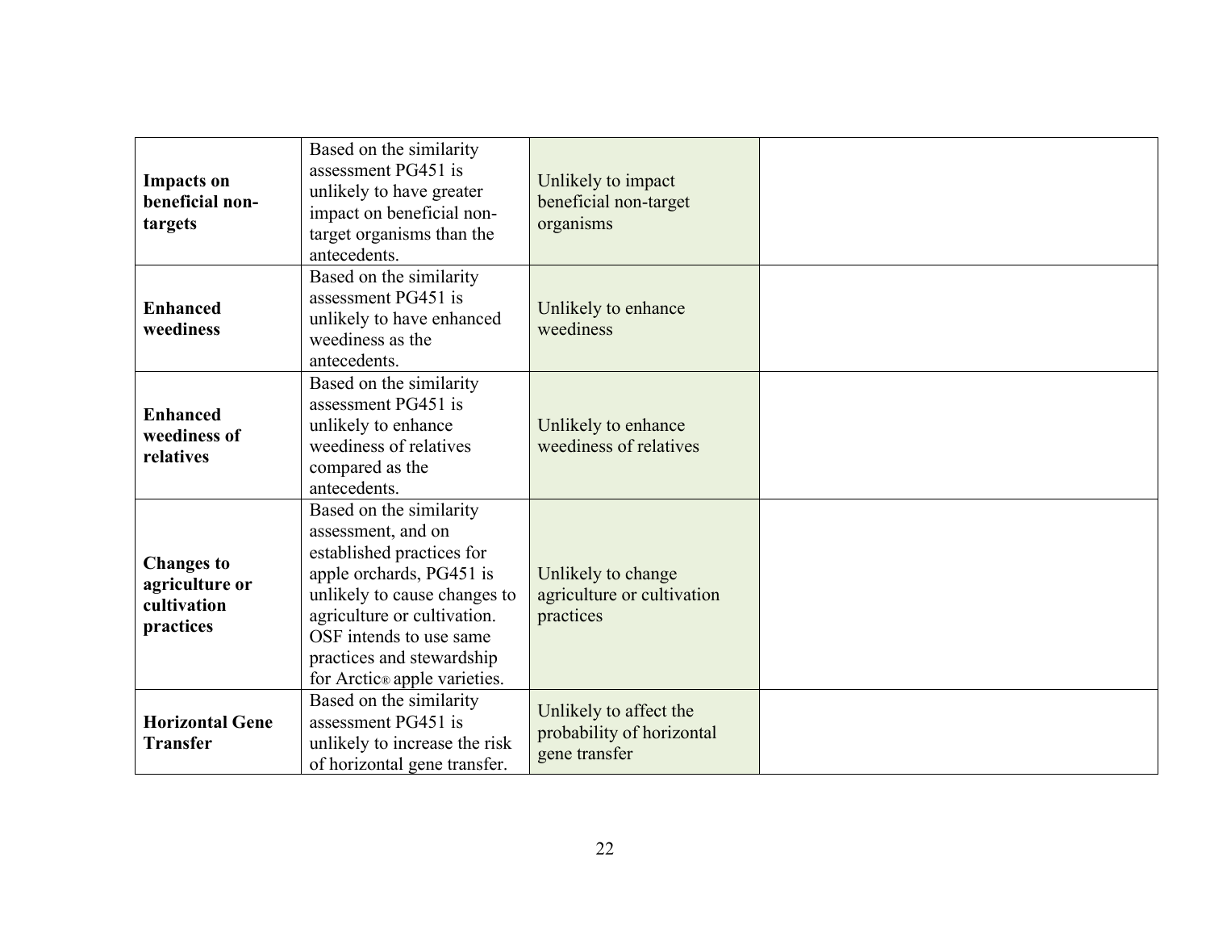| | | | |
|---|---|---|---|
| **Impacts on beneficial non-targets** | Based on the similarity assessment PG451 is unlikely to have greater impact on beneficial non-target organisms than the antecedents. | Unlikely to impact beneficial non-target organisms | |
| **Enhanced weediness** | Based on the similarity assessment PG451 is unlikely to have enhanced weediness as the antecedents. | Unlikely to enhance weediness | |
| **Enhanced weediness of relatives** | Based on the similarity assessment PG451 is unlikely to enhance weediness of relatives compared as the antecedents. | Unlikely to enhance weediness of relatives | |
| **Changes to agriculture or cultivation practices** | Based on the similarity assessment, and on established practices for apple orchards, PG451 is unlikely to cause changes to agriculture or cultivation. OSF intends to use same practices and stewardship for Arctic® apple varieties. | Unlikely to change agriculture or cultivation practices | |
| **Horizontal Gene Transfer** | Based on the similarity assessment PG451 is unlikely to increase the risk of horizontal gene transfer. | Unlikely to affect the probability of horizontal gene transfer | |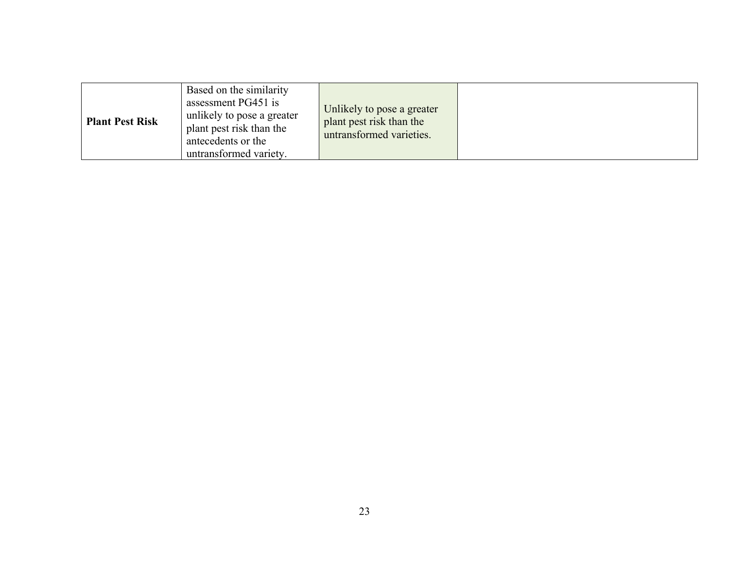| | | | |
|---|---|---|---|
| **Plant Pest Risk** | Based on the similarity assessment PG451 is unlikely to pose a greater plant pest risk than the antecedents or the untransformed variety. | Unlikely to pose a greater plant pest risk than the untransformed varieties. | |